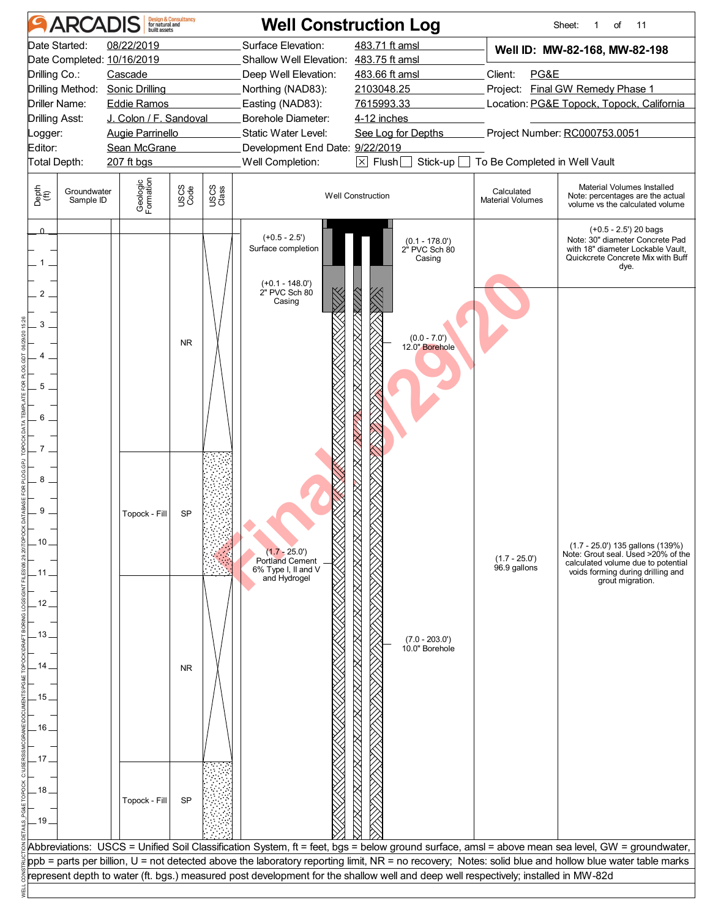# ARCADIS Design & Consultancy for natural and built assets

## Well Construction Log

| | | | |
|---|---|---|---|
| Date Started: | 08/22/2019 | Surface Elevation: | 483.71 ft amsl |
| Date Completed: | 10/16/2019 | Shallow Well Elevation: | 483.75 ft amsl |
| Drilling Co.: | Cascade | Deep Well Elevation: | 483.66 ft amsl |
| Drilling Method: | Sonic Drilling | Northing (NAD83): | 2103048.25 |
| Driller Name: | Eddie Ramos | Easting (NAD83): | 7615993.33 |
| Drilling Asst: | J. Colon / F. Sandoval | Borehole Diameter: | 4-12 inches |
| Logger: | Augie Parrinello | Static Water Level: | See Log for Depths |
| Editor: | Sean McGrane | Development End Date: | 9/22/2019 |
| Total Depth: | 207 ft bgs | Well Completion: | [X] Flush [ ] Stick-up [ ] To Be Completed in Well Vault |

**Well ID: MW-82-168, MW-82-198**

Client: PG&E
Project: Final GW Remedy Phase 1
Location: PG&E Topock, Topock, California
Project Number: RC000753.0051

| Depth (ft) | Groundwater Sample ID | Geologic Formation | USCS Code | USCS Class | Well Construction | Calculated Material Volumes | Material Volumes Installed Note: percentages are the actual volume vs the calculated volume |
|---|---|---|---|---|---|---|---|
| 0 – 7 | | | NR | | (+0.5 - 2.5') Surface completion; (0.1 - 178.0') 2" PVC Sch 80 Casing; (+0.1 - 148.0') 2" PVC Sch 80 Casing; (0.0 - 7.0') 12.0" Borehole | | (+0.5 - 2.5') 20 bags Note: 30" diameter Concrete Pad with 18" diameter Lockable Vault, Quickcrete Concrete Mix with Buff dye. |
| 7 – 11 | | Topock - Fill | SP | | (1.7 - 25.0') Portland Cement 6% Type I, II and V and Hydrogel | (1.7 - 25.0') 96.9 gallons | (1.7 - 25.0') 135 gallons (139%) Note: Grout seal. Used >20% of the calculated volume due to potential voids forming during drilling and grout migration. |
| 11 – 17 | | | NR | | (7.0 - 203.0') 10.0" Borehole | | |
| 17 – 19+ | | Topock - Fill | SP | | | | |

Abbreviations: USCS = Unified Soil Classification System, ft = feet, bgs = below ground surface, amsl = above mean sea level, GW = groundwater, ppb = parts per billion, U = not detected above the laboratory reporting limit, NR = no recovery; Notes: solid blue and hollow blue water table marks represent depth to water (ft. bgs.) measured post development for the shallow well and deep well respectively; installed in MW-82d

Final 6/29/20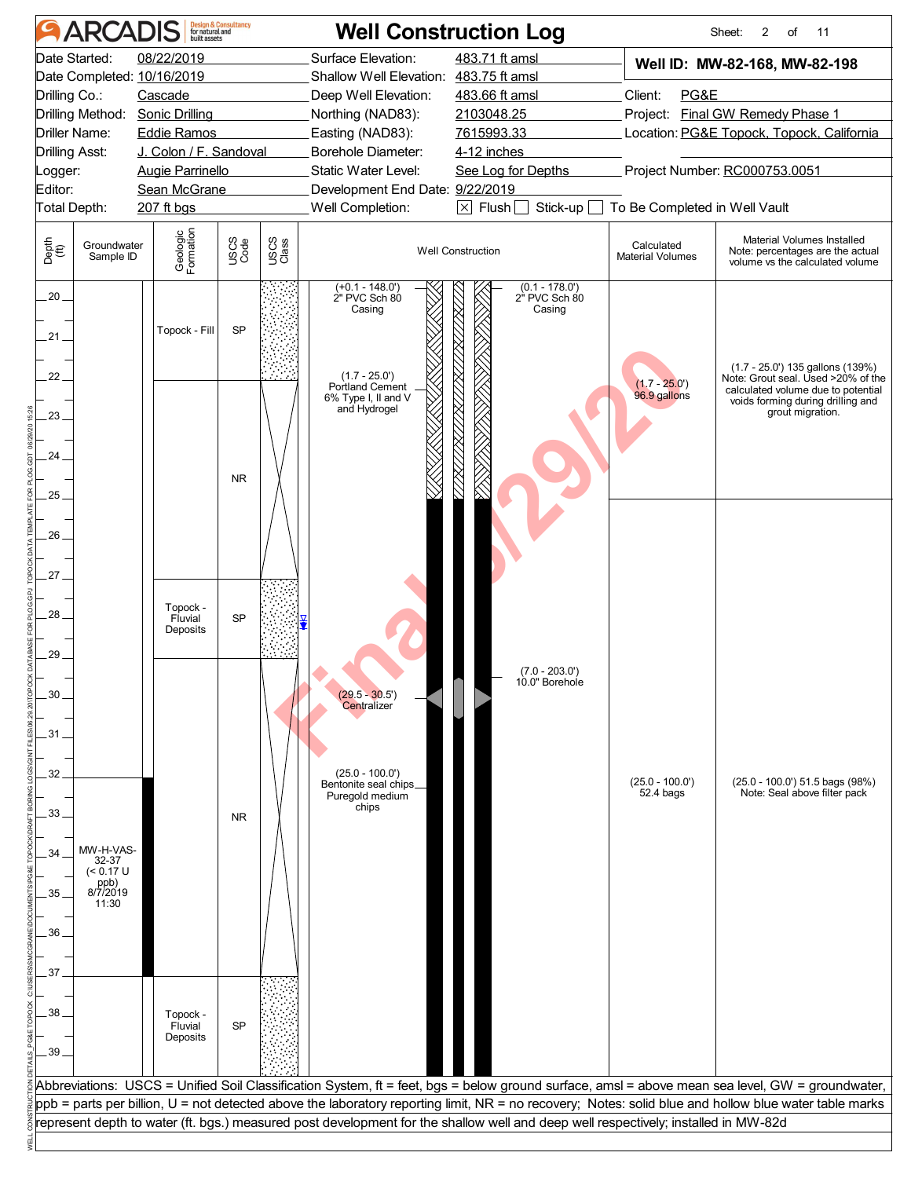# ARCADIS — Well Construction Log

| | | | |
|---|---|---|---|
| Date Started: | 08/22/2019 | Surface Elevation: | 483.71 ft amsl |
| Date Completed: | 10/16/2019 | Shallow Well Elevation: | 483.75 ft amsl |
| Drilling Co.: | Cascade | Deep Well Elevation: | 483.66 ft amsl |
| Drilling Method: | Sonic Drilling | Northing (NAD83): | 2103048.25 |
| Driller Name: | Eddie Ramos | Easting (NAD83): | 7615993.33 |
| Drilling Asst: | J. Colon / F. Sandoval | Borehole Diameter: | 4-12 inches |
| Logger: | Augie Parrinello | Static Water Level: | See Log for Depths |
| Editor: | Sean McGrane | Development End Date: | 9/22/2019 |
| Total Depth: | 207 ft bgs | Well Completion: | [X] Flush [ ] Stick-up [ ] To Be Completed in Well Vault |

**Well ID: MW-82-168, MW-82-198**

Client: PG&E

Project: Final GW Remedy Phase 1

Location: PG&E Topock, Topock, California

Project Number: RC000753.0051

| Depth (ft) | Groundwater Sample ID | Geologic Formation | USCS Code | Well Construction | Calculated Material Volumes | Material Volumes Installed (Note: percentages are the actual volume vs the calculated volume) |
|---|---|---|---|---|---|---|
| 20–22.5 | | Topock - Fill | SP | (+0.1 - 148.0') 2" PVC Sch 80 Casing; (0.1 - 178.0') 2" PVC Sch 80 Casing; (1.7 - 25.0') Portland Cement 6% Type I, II and V and Hydrogel | (1.7 - 25.0') 96.9 gallons | (1.7 - 25.0') 135 gallons (139%) Note: Grout seal. Used >20% of the calculated volume due to potential voids forming during drilling and grout migration. |
| 22.5–27.5 | | | NR | | | |
| 27.5–29.5 | | Topock - Fluvial Deposits | SP | (Water level symbol at ~28') | | |
| 29.5–37.5 | MW-H-VAS-32-37 (< 0.17 U ppb) 8/7/2019 11:30 (sample interval 32–37) | | NR | (7.0 - 203.0') 10.0" Borehole; (29.5 - 30.5') Centralizer; (25.0 - 100.0') Bentonite seal chips Puregold medium chips | (25.0 - 100.0') 52.4 bags | (25.0 - 100.0') 51.5 bags (98%) Note: Seal above filter pack |
| 37.5–39.5 | | Topock - Fluvial Deposits | SP | | | |

Abbreviations: USCS = Unified Soil Classification System, ft = feet, bgs = below ground surface, amsl = above mean sea level, GW = groundwater, ppb = parts per billion, U = not detected above the laboratory reporting limit, NR = no recovery; Notes: solid blue and hollow blue water table marks represent depth to water (ft. bgs.) measured post development for the shallow well and deep well respectively; installed in MW-82d

Final 6/29/20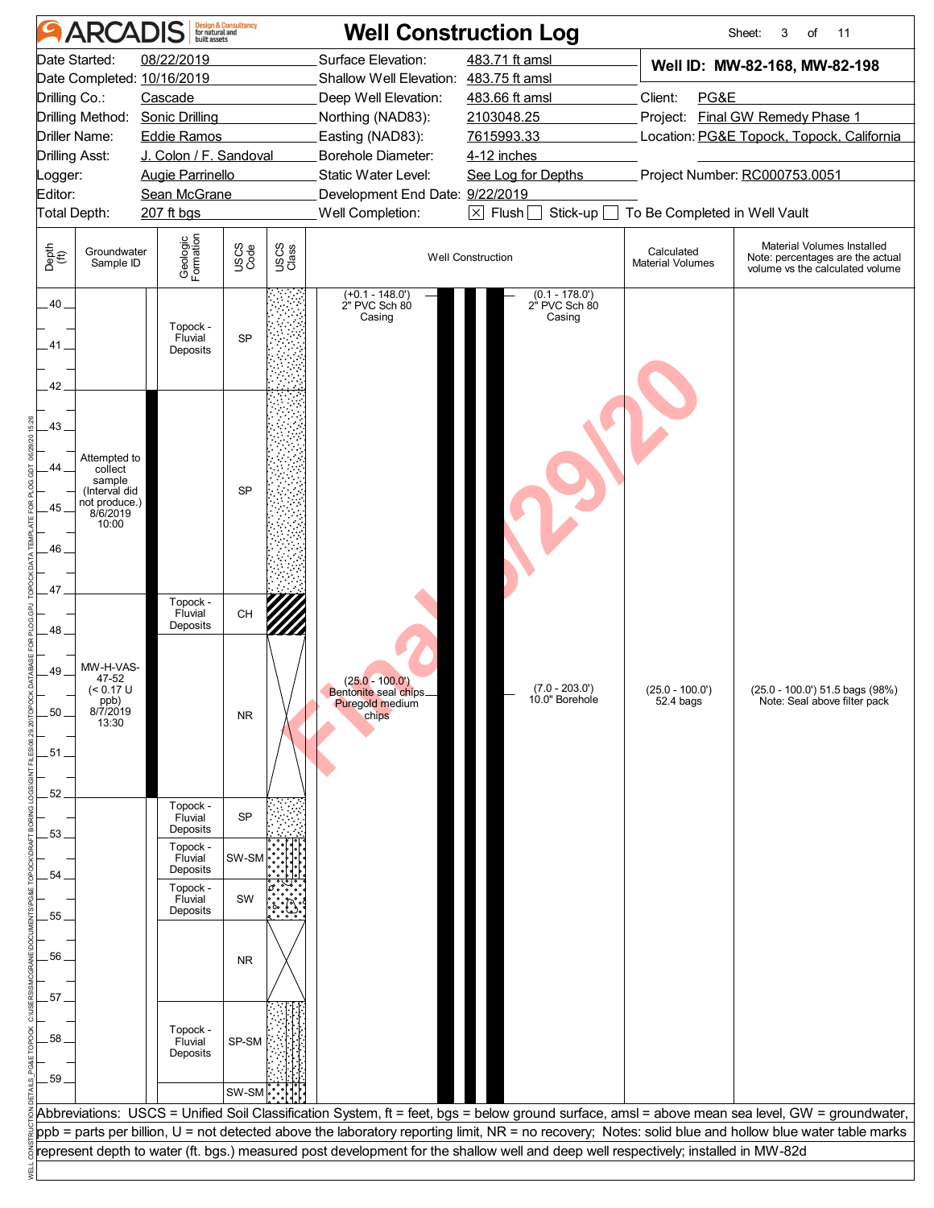# ARCADIS Well Construction Log

| | | | | | |
|---|---|---|---|---|---|
| Date Started: | 08/22/2019 | Surface Elevation: | 483.71 ft amsl | **Well ID: MW-82-168, MW-82-198** | |
| Date Completed: | 10/16/2019 | Shallow Well Elevation: | 483.75 ft amsl | | |
| Drilling Co.: | Cascade | Deep Well Elevation: | 483.66 ft amsl | Client: | PG&E |
| Drilling Method: | Sonic Drilling | Northing (NAD83): | 2103048.25 | Project: | Final GW Remedy Phase 1 |
| Driller Name: | Eddie Ramos | Easting (NAD83): | 7615993.33 | Location: | PG&E Topock, Topock, California |
| Drilling Asst: | J. Colon / F. Sandoval | Borehole Diameter: | 4-12 inches | | |
| Logger: | Augie Parrinello | Static Water Level: | See Log for Depths | Project Number: | RC000753.0051 |
| Editor: | Sean McGrane | Development End Date: | 9/22/2019 | | |
| Total Depth: | 207 ft bgs | Well Completion: | ☒ Flush ☐ Stick-up ☐ To Be Completed in Well Vault | | |

| Depth (ft) | Groundwater Sample ID | Geologic Formation | USCS Code | Well Construction | Calculated Material Volumes | Material Volumes Installed (Note: percentages are the actual volume vs the calculated volume) |
|---|---|---|---|---|---|---|
| 40–42 | | Topock - Fluvial Deposits | SP | (+0.1 - 148.0') 2" PVC Sch 80 Casing; (0.1 - 178.0') 2" PVC Sch 80 Casing | | |
| 42–47 | Attempted to collect sample (Interval did not produce.) 8/6/2019 10:00 | | SP | | | |
| 47–48 | MW-H-VAS-47-52 (< 0.17 U ppb) 8/7/2019 13:30 | Topock - Fluvial Deposits | CH | | | |
| 48–52 | | | NR | (25.0 - 100.0') Bentonite seal chips Puregold medium chips; (7.0 - 203.0') 10.0" Borehole | (25.0 - 100.0') 52.4 bags | (25.0 - 100.0') 51.5 bags (98%) Note: Seal above filter pack |
| 52–53 | | Topock - Fluvial Deposits | SP | | | |
| 53–54 | | Topock - Fluvial Deposits | SW-SM | | | |
| 54–55 | | Topock - Fluvial Deposits | SW | | | |
| 55–57 | | | NR | | | |
| 57–59 | | Topock - Fluvial Deposits | SP-SM | | | |
| 59– | | | SW-SM | | | |

Abbreviations: USCS = Unified Soil Classification System, ft = feet, bgs = below ground surface, amsl = above mean sea level, GW = groundwater, ppb = parts per billion, U = not detected above the laboratory reporting limit, NR = no recovery; Notes: solid blue and hollow blue water table marks represent depth to water (ft. bgs.) measured post development for the shallow well and deep well respectively; installed in MW-82d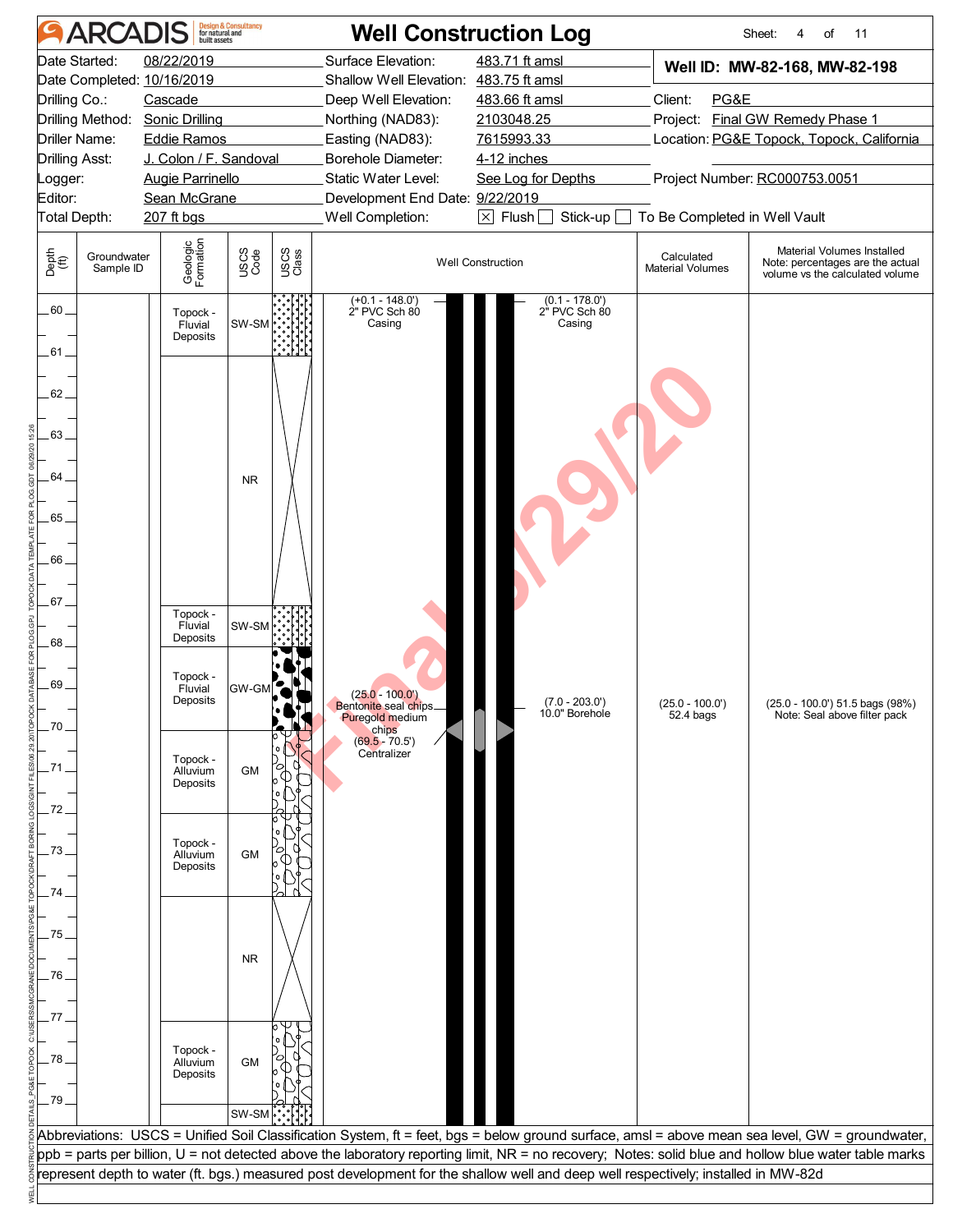# ARCADIS — Well Construction Log

Sheet: 4 of 11

| | | | |
|---|---|---|---|
| Date Started: 08/22/2019 | Surface Elevation: 483.71 ft amsl | Well ID: MW-82-168, MW-82-198 | |
| Date Completed: 10/16/2019 | Shallow Well Elevation: 483.75 ft amsl | | |
| Drilling Co.: Cascade | Deep Well Elevation: 483.66 ft amsl | Client: PG&E | |
| Drilling Method: Sonic Drilling | Northing (NAD83): 2103048.25 | Project: Final GW Remedy Phase 1 | |
| Driller Name: Eddie Ramos | Easting (NAD83): 7615993.33 | Location: PG&E Topock, Topock, California | |
| Drilling Asst: J. Colon / F. Sandoval | Borehole Diameter: 4-12 inches | | |
| Logger: Augie Parrinello | Static Water Level: See Log for Depths | Project Number: RC000753.0051 | |
| Editor: Sean McGrane | Development End Date: 9/22/2019 | | |
| Total Depth: 207 ft bgs | Well Completion: ☒ Flush ☐ Stick-up ☐ To Be Completed in Well Vault | | |

| Depth (ft) | Groundwater Sample ID | Geologic Formation | USCS Code | Well Construction | Calculated Material Volumes | Material Volumes Installed (Note: percentages are the actual volume vs the calculated volume) |
|---|---|---|---|---|---|---|
| 60–61 | | Topock - Fluvial Deposits | SW-SM | (+0.1 - 148.0') 2" PVC Sch 80 Casing; (0.1 - 178.0') 2" PVC Sch 80 Casing | | |
| 61–67 | | | NR | | | |
| 67–68 | | Topock - Fluvial Deposits | SW-SM | | | |
| 68–70 | | Topock - Fluvial Deposits | GW-GM | (25.0 - 100.0') Bentonite seal chips Puregold medium chips; (69.5 - 70.5') Centralizer; (7.0 - 203.0') 10.0" Borehole | (25.0 - 100.0') 52.4 bags | (25.0 - 100.0') 51.5 bags (98%) Note: Seal above filter pack |
| 70–72 | | Topock - Alluvium Deposits | GM | | | |
| 72–74 | | Topock - Alluvium Deposits | GM | | | |
| 74–77 | | | NR | | | |
| 77–79 | | Topock - Alluvium Deposits | GM | | | |
| 79– | | | SW-SM | | | |

Abbreviations: USCS = Unified Soil Classification System, ft = feet, bgs = below ground surface, amsl = above mean sea level, GW = groundwater, ppb = parts per billion, U = not detected above the laboratory reporting limit, NR = no recovery; Notes: solid blue and hollow blue water table marks represent depth to water (ft. bgs.) measured post development for the shallow well and deep well respectively; installed in MW-82d

Final 6/29/20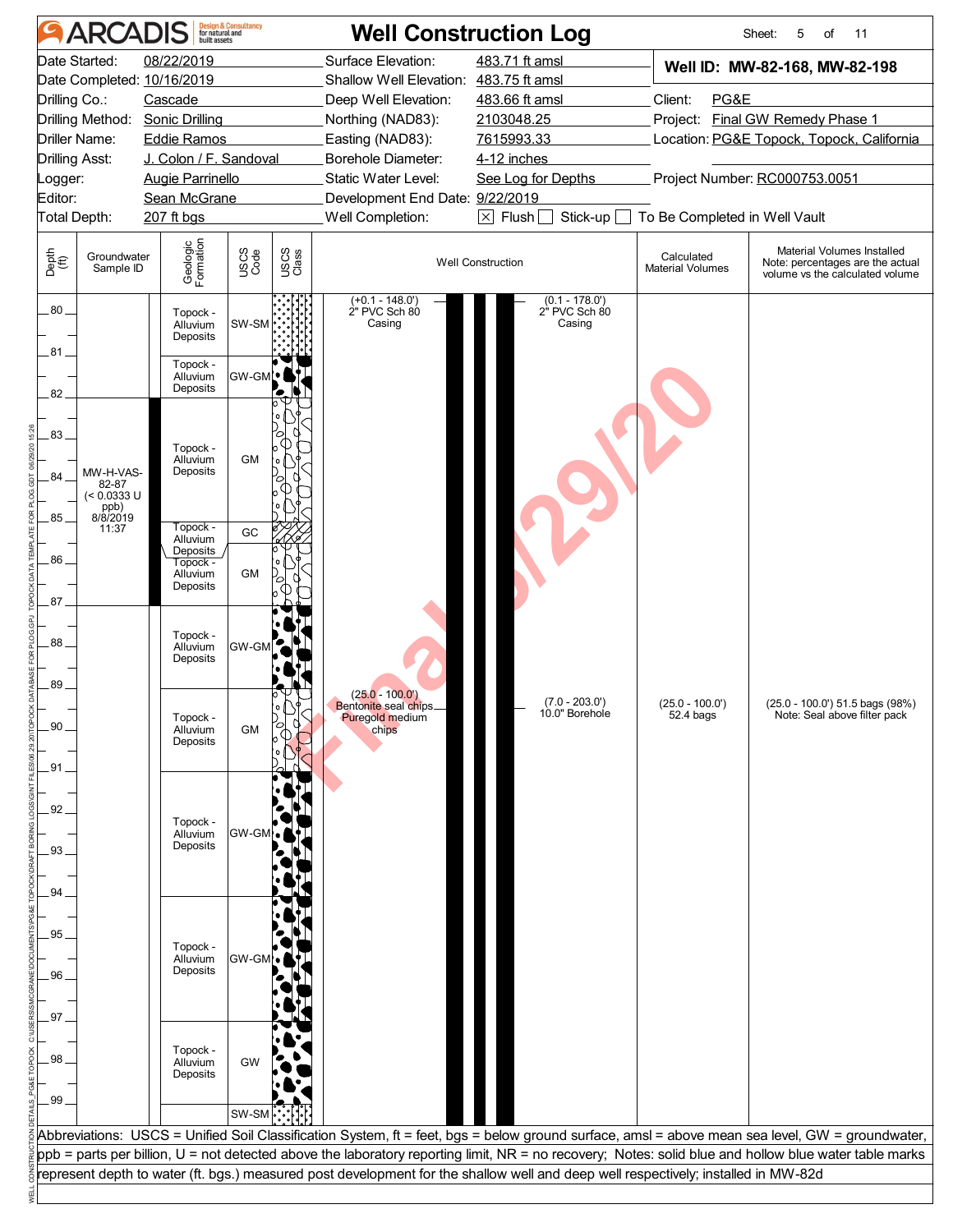# Well Construction Log

**ARCADIS** Design & Consultancy for natural and built assets

| | | | |
|---|---|---|---|
| Date Started: | 08/22/2019 | Surface Elevation: | 483.71 ft amsl |
| Date Completed: | 10/16/2019 | Shallow Well Elevation: | 483.75 ft amsl |
| Drilling Co.: | Cascade | Deep Well Elevation: | 483.66 ft amsl |
| Drilling Method: | Sonic Drilling | Northing (NAD83): | 2103048.25 |
| Driller Name: | Eddie Ramos | Easting (NAD83): | 7615993.33 |
| Drilling Asst: | J. Colon / F. Sandoval | Borehole Diameter: | 4-12 inches |
| Logger: | Augie Parrinello | Static Water Level: | See Log for Depths |
| Editor: | Sean McGrane | Development End Date: | 9/22/2019 |
| Total Depth: | 207 ft bgs | Well Completion: | [X] Flush [ ] Stick-up [ ] To Be Completed in Well Vault |

**Well ID: MW-82-168, MW-82-198**

Client: PG&E
Project: Final GW Remedy Phase 1
Location: PG&E Topock, Topock, California
Project Number: RC000753.0051

| Depth (ft) | Groundwater Sample ID | Geologic Formation | USCS Code | Well Construction | Calculated Material Volumes | Material Volumes Installed (Note: percentages are the actual volume vs the calculated volume) |
|---|---|---|---|---|---|---|
| 80–81 | | Topock - Alluvium Deposits | SW-SM | (+0.1 - 148.0') 2" PVC Sch 80 Casing; (0.1 - 178.0') 2" PVC Sch 80 Casing | | |
| 81–82 | | Topock - Alluvium Deposits | GW-GM | | | |
| 82–85 | MW-H-VAS-82-87 (< 0.0333 U ppb) 8/8/2019 11:37 | Topock - Alluvium Deposits | GM | | | |
| 85–85.7 | | Topock - Alluvium Deposits | GC | | | |
| 85.7–87 | | Topock - Alluvium Deposits | GM | | | |
| 87–89 | | Topock - Alluvium Deposits | GW-GM | | | |
| 89–91 | | Topock - Alluvium Deposits | GM | (25.0 - 100.0') Bentonite seal chips Puregold medium chips; (7.0 - 203.0') 10.0" Borehole | (25.0 - 100.0') 52.4 bags | (25.0 - 100.0') 51.5 bags (98%) Note: Seal above filter pack |
| 91–94 | | Topock - Alluvium Deposits | GW-GM | | | |
| 94–97 | | Topock - Alluvium Deposits | GW-GM | | | |
| 97–99.5 | | Topock - Alluvium Deposits | GW | | | |
| 99.5–100 | | | SW-SM | | | |

Abbreviations: USCS = Unified Soil Classification System, ft = feet, bgs = below ground surface, amsl = above mean sea level, GW = groundwater, ppb = parts per billion, U = not detected above the laboratory reporting limit, NR = no recovery; Notes: solid blue and hollow blue water table marks represent depth to water (ft. bgs.) measured post development for the shallow well and deep well respectively; installed in MW-82d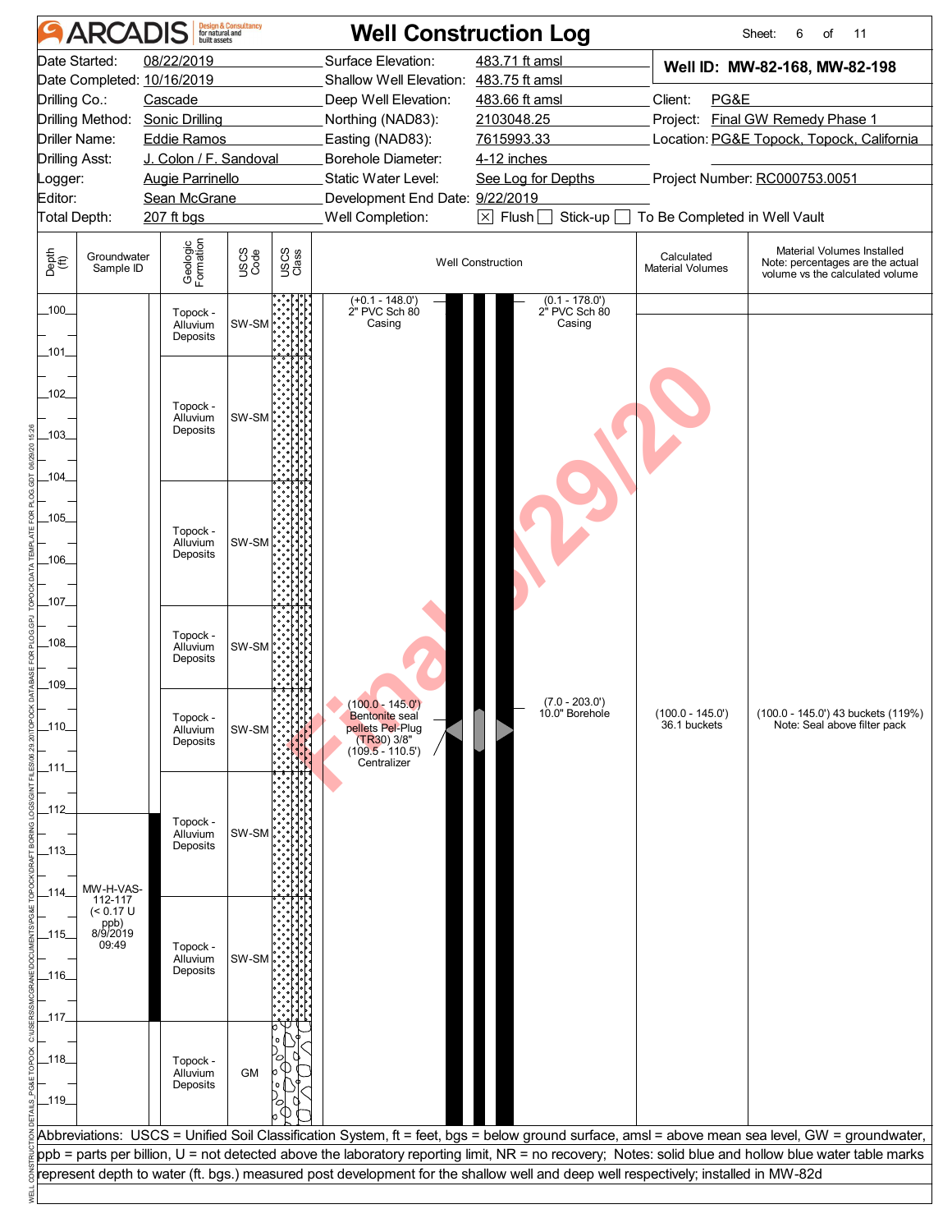# Well Construction Log

ARCADIS Design & Consultancy for natural and built assets

**Well ID: MW-82-168, MW-82-198**

| | | | |
|---|---|---|---|
| Date Started: | 08/22/2019 | Surface Elevation: | 483.71 ft amsl |
| Date Completed: | 10/16/2019 | Shallow Well Elevation: | 483.75 ft amsl |
| Drilling Co.: | Cascade | Deep Well Elevation: | 483.66 ft amsl |
| Drilling Method: | Sonic Drilling | Northing (NAD83): | 2103048.25 |
| Driller Name: | Eddie Ramos | Easting (NAD83): | 7615993.33 |
| Drilling Asst: | J. Colon / F. Sandoval | Borehole Diameter: | 4-12 inches |
| Logger: | Augie Parrinello | Static Water Level: | See Log for Depths |
| Editor: | Sean McGrane | Development End Date: | 9/22/2019 |
| Total Depth: | 207 ft bgs | Well Completion: | [X] Flush [ ] Stick-up [ ] To Be Completed in Well Vault |

Client: PG&E
Project: Final GW Remedy Phase 1
Location: PG&E Topock, Topock, California
Project Number: RC000753.0051

| Depth (ft) | Groundwater Sample ID | Geologic Formation | USCS Code | Well Construction | Calculated Material Volumes | Material Volumes Installed (Note: percentages are the actual volume vs the calculated volume) |
|---|---|---|---|---|---|---|
| 100–101 | | Topock - Alluvium Deposits | SW-SM | (+0.1 - 148.0') 2" PVC Sch 80 Casing; (0.1 - 178.0') 2" PVC Sch 80 Casing | | |
| 101–104 | | Topock - Alluvium Deposits | SW-SM | | | |
| 104–107 | | Topock - Alluvium Deposits | SW-SM | | | |
| 107–109 | | Topock - Alluvium Deposits | SW-SM | | | |
| 109–111 | | Topock - Alluvium Deposits | SW-SM | (100.0 - 145.0') Bentonite seal pellets Pel-Plug (TR30) 3/8"; (109.5 - 110.5') Centralizer; (7.0 - 203.0') 10.0" Borehole | (100.0 - 145.0') 36.1 buckets | (100.0 - 145.0') 43 buckets (119%) Note: Seal above filter pack |
| 111–114 | MW-H-VAS-112-117 (< 0.17 U ppb) 8/9/2019 09:49 | Topock - Alluvium Deposits | SW-SM | | | |
| 114–117 | | Topock - Alluvium Deposits | SW-SM | | | |
| 117–119+ | | Topock - Alluvium Deposits | GM | | | |

Abbreviations: USCS = Unified Soil Classification System, ft = feet, bgs = below ground surface, amsl = above mean sea level, GW = groundwater, ppb = parts per billion, U = not detected above the laboratory reporting limit, NR = no recovery; Notes: solid blue and hollow blue water table marks represent depth to water (ft. bgs.) measured post development for the shallow well and deep well respectively; installed in MW-82d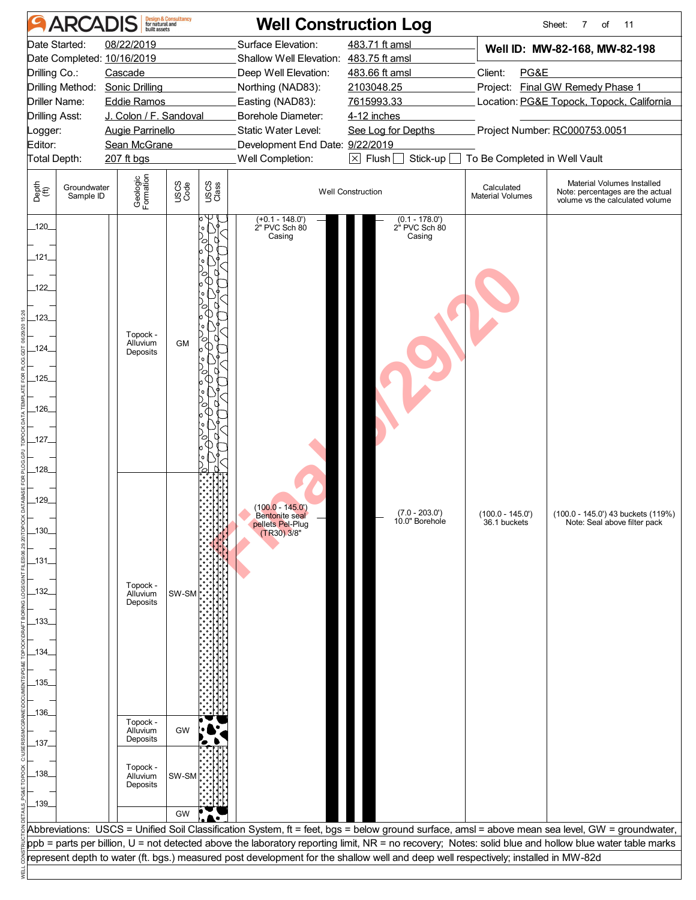# Well Construction Log

| | | | |
|---|---|---|---|
| Date Started: | 08/22/2019 | Surface Elevation: | 483.71 ft amsl |
| Date Completed: | 10/16/2019 | Shallow Well Elevation: | 483.75 ft amsl |
| Drilling Co.: | Cascade | Deep Well Elevation: | 483.66 ft amsl |
| Drilling Method: | Sonic Drilling | Northing (NAD83): | 2103048.25 |
| Driller Name: | Eddie Ramos | Easting (NAD83): | 7615993.33 |
| Drilling Asst: | J. Colon / F. Sandoval | Borehole Diameter: | 4-12 inches |
| Logger: | Augie Parrinello | Static Water Level: | See Log for Depths |
| Editor: | Sean McGrane | Development End Date: | 9/22/2019 |
| Total Depth: | 207 ft bgs | Well Completion: | ☒ Flush ☐ Stick-up ☐ To Be Completed in Well Vault |

**Well ID: MW-82-168, MW-82-198**

Client: PG&E
Project: Final GW Remedy Phase 1
Location: PG&E Topock, Topock, California
Project Number: RC000753.0051

| Depth (ft) | Groundwater Sample ID | Geologic Formation | USCS Code | Well Construction | Calculated Material Volumes | Material Volumes Installed (Note: percentages are the actual volume vs the calculated volume) |
|---|---|---|---|---|---|---|
| 120–128 | | Topock - Alluvium Deposits | GM | (+0.1 - 148.0') 2" PVC Sch 80 Casing; (0.1 - 178.0') 2" PVC Sch 80 Casing | | |
| 128–136 | | Topock - Alluvium Deposits | SW-SM | (100.0 - 145.0') Bentonite seal pellets Pel-Plug (TR30) 3/8"; (7.0 - 203.0') 10.0" Borehole | (100.0 - 145.0') 36.1 buckets | (100.0 - 145.0') 43 buckets (119%) Note: Seal above filter pack |
| 136–137 | | Topock - Alluvium Deposits | GW | | | |
| 137–139 | | Topock - Alluvium Deposits | SW-SM | | | |
| 139– | | | GW | | | |

Abbreviations: USCS = Unified Soil Classification System, ft = feet, bgs = below ground surface, amsl = above mean sea level, GW = groundwater, ppb = parts per billion, U = not detected above the laboratory reporting limit, NR = no recovery; Notes: solid blue and hollow blue water table marks represent depth to water (ft. bgs.) measured post development for the shallow well and deep well respectively; installed in MW-82d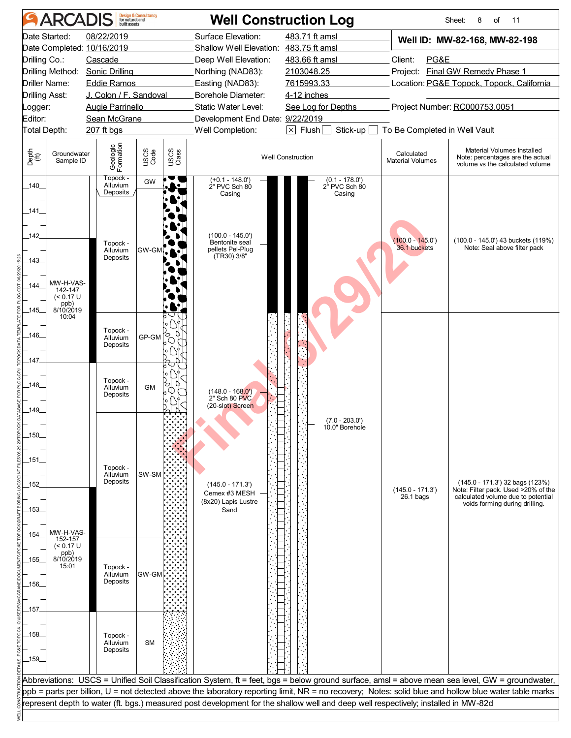# ARCADIS Well Construction Log

| | | | | | |
|---|---|---|---|---|---|
| Date Started: | 08/22/2019 | Surface Elevation: | 483.71 ft amsl | **Well ID: MW-82-168, MW-82-198** | |
| Date Completed: | 10/16/2019 | Shallow Well Elevation: | 483.75 ft amsl | | |
| Drilling Co.: | Cascade | Deep Well Elevation: | 483.66 ft amsl | Client: | PG&E |
| Drilling Method: | Sonic Drilling | Northing (NAD83): | 2103048.25 | Project: | Final GW Remedy Phase 1 |
| Driller Name: | Eddie Ramos | Easting (NAD83): | 7615993.33 | Location: | PG&E Topock, Topock, California |
| Drilling Asst: | J. Colon / F. Sandoval | Borehole Diameter: | 4-12 inches | | |
| Logger: | Augie Parrinello | Static Water Level: | See Log for Depths | Project Number: | RC000753.0051 |
| Editor: | Sean McGrane | Development End Date: | 9/22/2019 | | |
| Total Depth: | 207 ft bgs | Well Completion: | [X] Flush [ ] Stick-up [ ] To Be Completed in Well Vault | | |

| Depth (ft) | Groundwater Sample ID | Geologic Formation | USCS Code | Well Construction | Calculated Material Volumes | Material Volumes Installed (Note: percentages are the actual volume vs the calculated volume) |
|---|---|---|---|---|---|---|
| 140–142 | | Topock - Alluvium Deposits | GW | (+0.1 - 148.0') 2" PVC Sch 80 Casing; (0.1 - 178.0') 2" PVC Sch 80 Casing | | |
| 142–145 | MW-H-VAS-142-147 (< 0.17 U ppb) 8/10/2019 10:04 | Topock - Alluvium Deposits | GW-GM | (100.0 - 145.0') Bentonite seal pellets Pel-Plug (TR30) 3/8" | (100.0 - 145.0') 36.1 buckets | (100.0 - 145.0') 43 buckets (119%) Note: Seal above filter pack |
| 145–147 | | Topock - Alluvium Deposits | GP-GM | | | |
| 147–149 | | Topock - Alluvium Deposits | GM | (148.0 - 168.0') 2" Sch 80 PVC (20-slot) Screen | | |
| 149–154 | | Topock - Alluvium Deposits | SW-SM | (7.0 - 203.0') 10.0" Borehole; (145.0 - 171.3') Cemex #3 MESH (8x20) Lapis Lustre Sand | (145.0 - 171.3') 26.1 bags | (145.0 - 171.3') 32 bags (123%) Note: Filter pack. Used >20% of the calculated volume due to potential voids forming during drilling. |
| 154–157 | MW-H-VAS-152-157 (< 0.17 U ppb) 8/10/2019 15:01 | Topock - Alluvium Deposits | GW-GM | | | |
| 157–159 | | Topock - Alluvium Deposits | SM | | | |

Abbreviations: USCS = Unified Soil Classification System, ft = feet, bgs = below ground surface, amsl = above mean sea level, GW = groundwater, ppb = parts per billion, U = not detected above the laboratory reporting limit, NR = no recovery; Notes: solid blue and hollow blue water table marks represent depth to water (ft. bgs.) measured post development for the shallow well and deep well respectively; installed in MW-82d

Final 5/29/20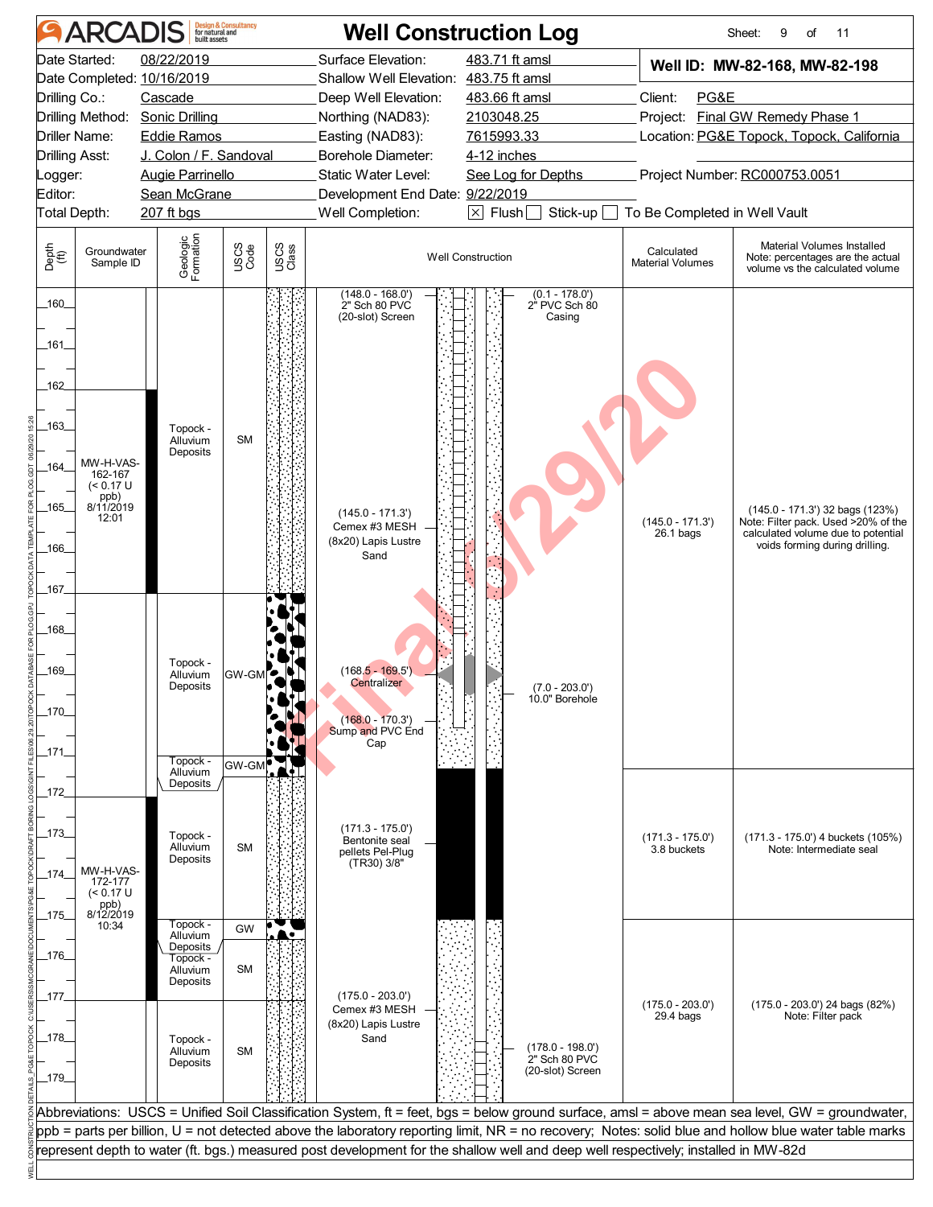# ARCADIS — Well Construction Log

Sheet: 9 of 11

| | | | |
|---|---|---|---|
| Date Started: | 08/22/2019 | Surface Elevation: | 483.71 ft amsl |
| Date Completed: | 10/16/2019 | Shallow Well Elevation: | 483.75 ft amsl |
| Drilling Co.: | Cascade | Deep Well Elevation: | 483.66 ft amsl |
| Drilling Method: | Sonic Drilling | Northing (NAD83): | 2103048.25 |
| Driller Name: | Eddie Ramos | Easting (NAD83): | 7615993.33 |
| Drilling Asst: | J. Colon / F. Sandoval | Borehole Diameter: | 4-12 inches |
| Logger: | Augie Parrinello | Static Water Level: | See Log for Depths |
| Editor: | Sean McGrane | Development End Date: | 9/22/2019 |
| Total Depth: | 207 ft bgs | Well Completion: | [X] Flush [ ] Stick-up [ ] To Be Completed in Well Vault |

**Well ID: MW-82-168, MW-82-198**

Client: PG&E
Project: Final GW Remedy Phase 1
Location: PG&E Topock, Topock, California
Project Number: RC000753.0051

| Depth (ft) | Groundwater Sample ID | Geologic Formation | USCS Code | Well Construction | Calculated Material Volumes | Material Volumes Installed (Note: percentages are the actual volume vs the calculated volume) |
|---|---|---|---|---|---|---|
| 160–163 | | Topock - Alluvium Deposits | SM | (148.0 - 168.0') 2" Sch 80 PVC (20-slot) Screen; (0.1 - 178.0') 2" PVC Sch 80 Casing | | |
| 162–167 | MW-H-VAS-162-167 (< 0.17 U ppb) 8/11/2019 12:01 | Topock - Alluvium Deposits | SM | (145.0 - 171.3') Cemex #3 MESH (8x20) Lapis Lustre Sand | (145.0 - 171.3') 26.1 bags | (145.0 - 171.3') 32 bags (123%) Note: Filter pack. Used >20% of the calculated volume due to potential voids forming during drilling. |
| 167–171 | | Topock - Alluvium Deposits | GW-GM | (168.5 - 169.5') Centralizer; (168.0 - 170.3') Sump and PVC End Cap; (7.0 - 203.0') 10.0" Borehole | | |
| 171–171.7 | | Topock - Alluvium Deposits | GW-GM | | | |
| 171.7–175 | | Topock - Alluvium Deposits | SM | (171.3 - 175.0') Bentonite seal pellets Pel-Plug (TR30) 3/8" | (171.3 - 175.0') 3.8 buckets | (171.3 - 175.0') 4 buckets (105%) Note: Intermediate seal |
| 172–177 | MW-H-VAS-172-177 (< 0.17 U ppb) 8/12/2019 10:34 | | | | | |
| 175–175.5 | | Topock - Alluvium Deposits | GW | | | |
| 175.5–177 | | Topock - Alluvium Deposits | SM | | | |
| 177–179 | | Topock - Alluvium Deposits | SM | (175.0 - 203.0') Cemex #3 MESH (8x20) Lapis Lustre Sand; (178.0 - 198.0') 2" Sch 80 PVC (20-slot) Screen | (175.0 - 203.0') 29.4 bags | (175.0 - 203.0') 24 bags (82%) Note: Filter pack |

Abbreviations: USCS = Unified Soil Classification System, ft = feet, bgs = below ground surface, amsl = above mean sea level, GW = groundwater, ppb = parts per billion, U = not detected above the laboratory reporting limit, NR = no recovery; Notes: solid blue and hollow blue water table marks represent depth to water (ft. bgs.) measured post development for the shallow well and deep well respectively; installed in MW-82d

Final 6/29/20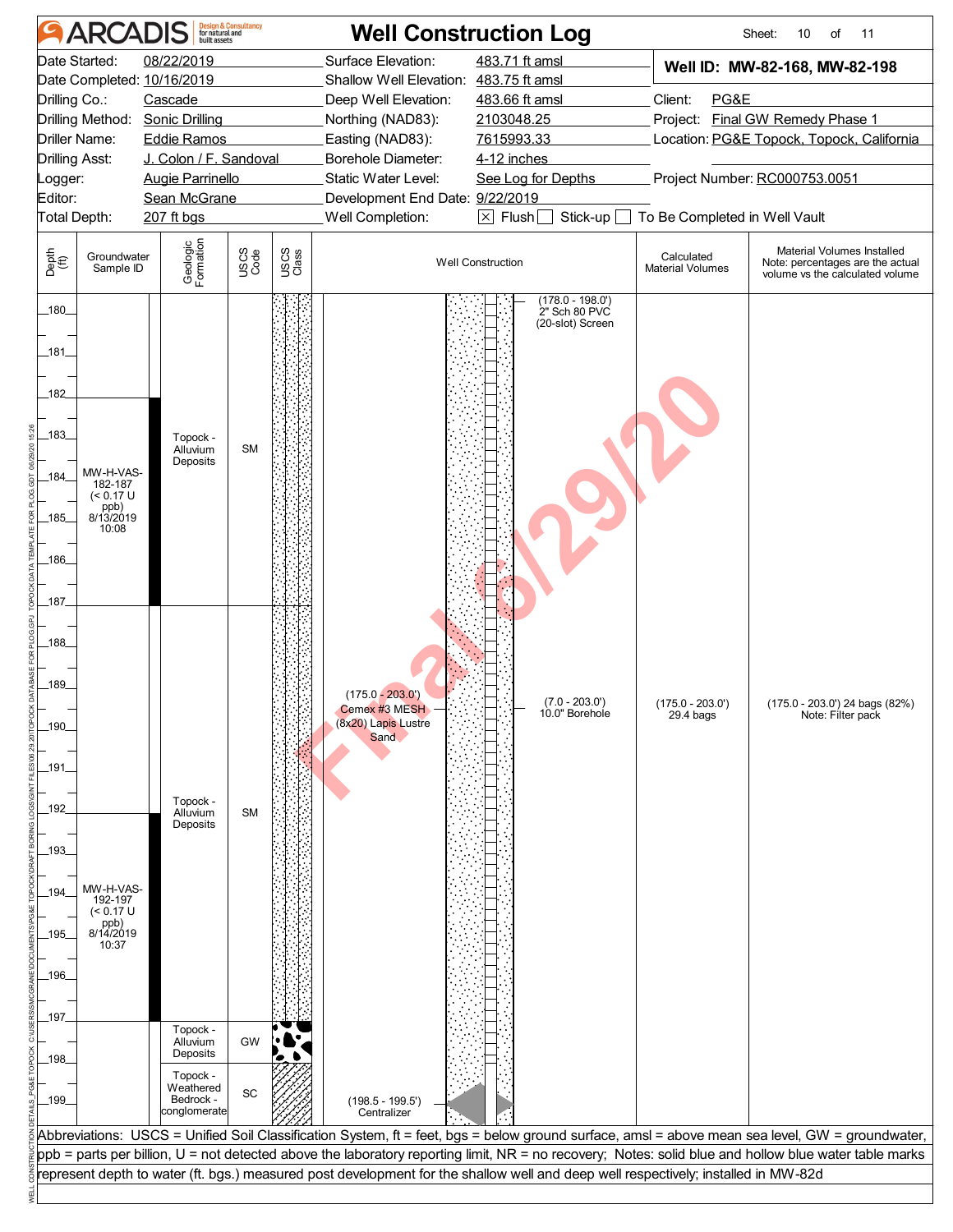# ARCADIS Well Construction Log

| | | | |
|---|---|---|---|
| Date Started: | 08/22/2019 | Surface Elevation: | 483.71 ft amsl |
| Date Completed: | 10/16/2019 | Shallow Well Elevation: | 483.75 ft amsl |
| Drilling Co.: | Cascade | Deep Well Elevation: | 483.66 ft amsl |
| Drilling Method: | Sonic Drilling | Northing (NAD83): | 2103048.25 |
| Driller Name: | Eddie Ramos | Easting (NAD83): | 7615993.33 |
| Drilling Asst: | J. Colon / F. Sandoval | Borehole Diameter: | 4-12 inches |
| Logger: | Augie Parrinello | Static Water Level: | See Log for Depths |
| Editor: | Sean McGrane | Development End Date: | 9/22/2019 |
| Total Depth: | 207 ft bgs | Well Completion: | ☒ Flush ☐ Stick-up ☐ To Be Completed in Well Vault |

**Well ID: MW-82-168, MW-82-198**

Client: PG&E
Project: Final GW Remedy Phase 1
Location: PG&E Topock, Topock, California
Project Number: RC000753.0051

| Depth (ft) | Groundwater Sample ID | Geologic Formation | USCS Code | Well Construction | Calculated Material Volumes | Material Volumes Installed (Note: percentages are the actual volume vs the calculated volume) |
|---|---|---|---|---|---|---|
| 180–182 | | | | (178.0 - 198.0') 2" Sch 80 PVC (20-slot) Screen | | |
| 182–187 | MW-H-VAS-182-187 (< 0.17 U ppb) 8/13/2019 10:08 | Topock - Alluvium Deposits | SM | | | |
| 187–197 | MW-H-VAS-192-197 (< 0.17 U ppb) 8/14/2019 10:37 | Topock - Alluvium Deposits | SM | (175.0 - 203.0') Cemex #3 MESH (8x20) Lapis Lustre Sand; (7.0 - 203.0') 10.0" Borehole | (175.0 - 203.0') 29.4 bags | (175.0 - 203.0') 24 bags (82%) Note: Filter pack |
| 197–198 | | Topock - Alluvium Deposits | GW | | | |
| 198–199 | | Topock - Weathered Bedrock - conglomerate | SC | (198.5 - 199.5') Centralizer | | |

Abbreviations: USCS = Unified Soil Classification System, ft = feet, bgs = below ground surface, amsl = above mean sea level, GW = groundwater, ppb = parts per billion, U = not detected above the laboratory reporting limit, NR = no recovery; Notes: solid blue and hollow blue water table marks represent depth to water (ft. bgs.) measured post development for the shallow well and deep well respectively; installed in MW-82d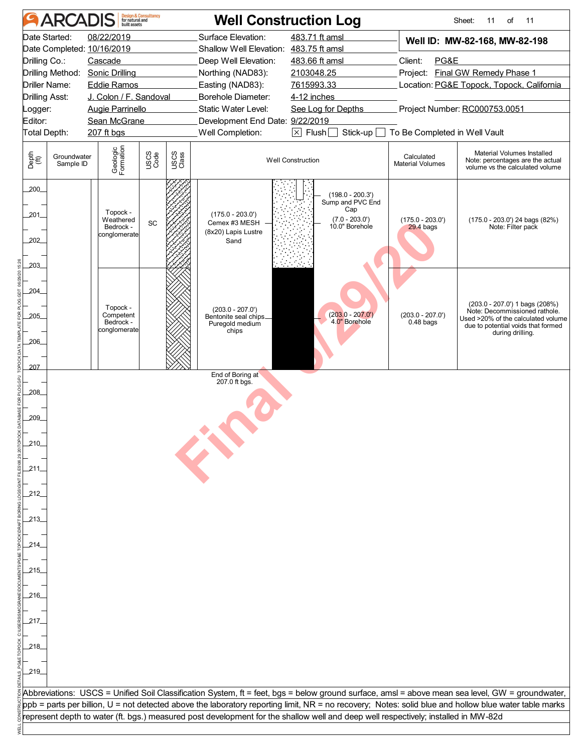# Well Construction Log

| | | | |
|---|---|---|---|
| Date Started: | 08/22/2019 | Surface Elevation: | 483.71 ft amsl |
| Date Completed: | 10/16/2019 | Shallow Well Elevation: | 483.75 ft amsl |
| Drilling Co.: | Cascade | Deep Well Elevation: | 483.66 ft amsl |
| Drilling Method: | Sonic Drilling | Northing (NAD83): | 2103048.25 |
| Driller Name: | Eddie Ramos | Easting (NAD83): | 7615993.33 |
| Drilling Asst: | J. Colon / F. Sandoval | Borehole Diameter: | 4-12 inches |
| Logger: | Augie Parrinello | Static Water Level: | See Log for Depths |
| Editor: | Sean McGrane | Development End Date: | 9/22/2019 |
| Total Depth: | 207 ft bgs | Well Completion: | [X] Flush [ ] Stick-up [ ] To Be Completed in Well Vault |

**Well ID: MW-82-168, MW-82-198**

Client: PG&E
Project: Final GW Remedy Phase 1
Location: PG&E Topock, Topock, California
Project Number: RC000753.0051

| Depth (ft) | Groundwater Sample ID | Geologic Formation | USCS Code | USCS Class | Well Construction | Calculated Material Volumes | Material Volumes Installed (Note: percentages are the actual volume vs the calculated volume) |
|---|---|---|---|---|---|---|---|
| 200–203 | | Topock - Weathered Bedrock - conglomerate | SC | | (175.0 - 203.0') Cemex #3 MESH (8x20) Lapis Lustre Sand; (198.0 - 200.3') Sump and PVC End Cap; (7.0 - 203.0') 10.0" Borehole | (175.0 - 203.0') 29.4 bags | (175.0 - 203.0') 24 bags (82%) Note: Filter pack |
| 203–207 | | Topock - Competent Bedrock - conglomerate | | | (203.0 - 207.0') Bentonite seal chips Puregold medium chips; (203.0 - 207.0') 4.0" Borehole | (203.0 - 207.0') 0.48 bags | (203.0 - 207.0') 1 bags (208%) Note: Decommissioned rathole. Used >20% of the calculated volume due to potential voids that formed during drilling. |

End of Boring at 207.0 ft bgs.

Abbreviations: USCS = Unified Soil Classification System, ft = feet, bgs = below ground surface, amsl = above mean sea level, GW = groundwater, ppb = parts per billion, U = not detected above the laboratory reporting limit, NR = no recovery; Notes: solid blue and hollow blue water table marks represent depth to water (ft. bgs.) measured post development for the shallow well and deep well respectively; installed in MW-82d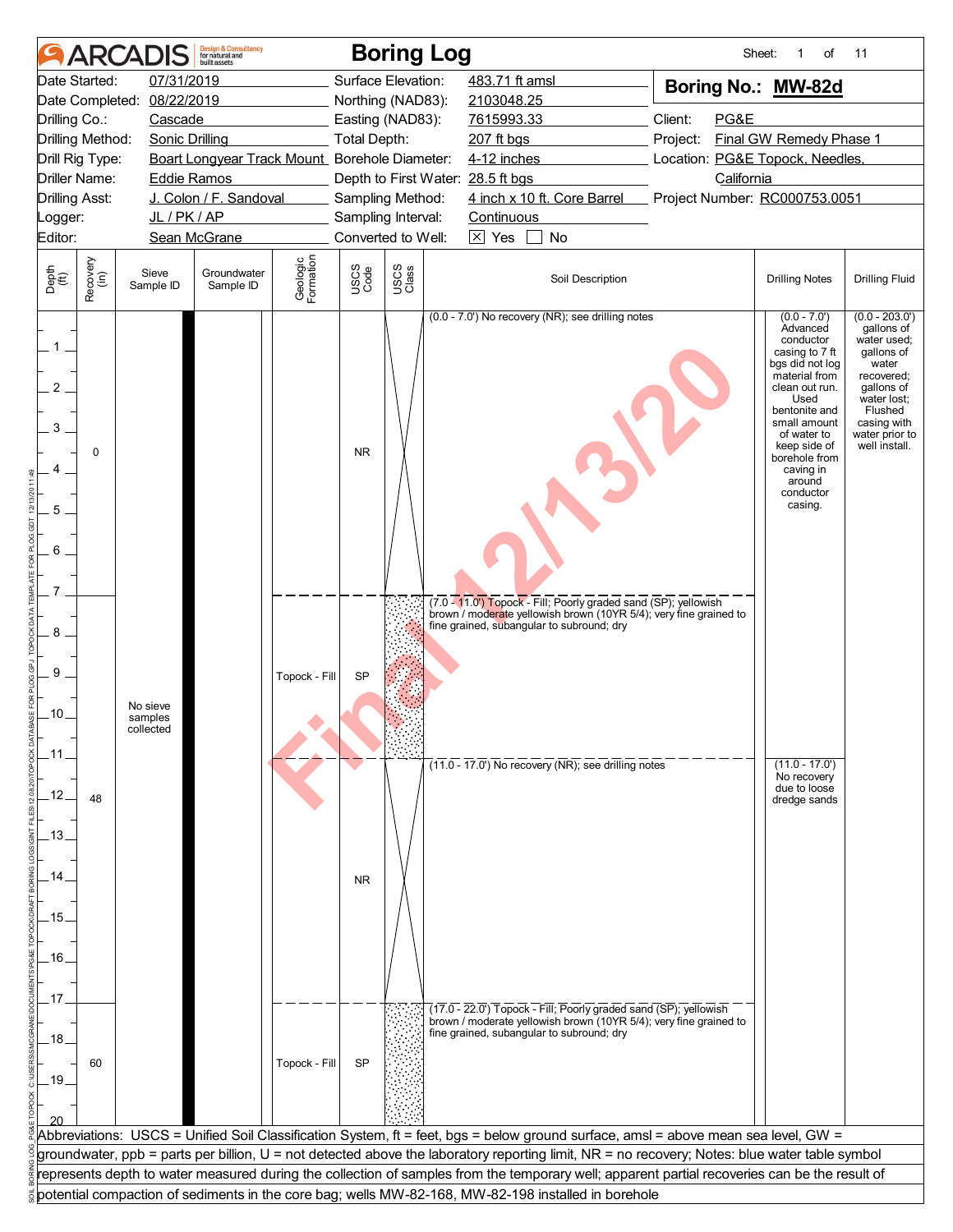# ARCADIS Boring Log

| | | | | | |
|---|---|---|---|---|---|
| Date Started: | 07/31/2019 | Surface Elevation: | 483.71 ft amsl | **Boring No.: MW-82d** | |
| Date Completed: | 08/22/2019 | Northing (NAD83): | 2103048.25 | | |
| Drilling Co.: | Cascade | Easting (NAD83): | 7615993.33 | Client: | PG&E |
| Drilling Method: | Sonic Drilling | Total Depth: | 207 ft bgs | Project: | Final GW Remedy Phase 1 |
| Drill Rig Type: | Boart Longyear Track Mount | Borehole Diameter: | 4-12 inches | Location: | PG&E Topock, Needles, California |
| Driller Name: | Eddie Ramos | Depth to First Water: | 28.5 ft bgs | | |
| Drilling Asst: | J. Colon / F. Sandoval | Sampling Method: | 4 inch x 10 ft. Core Barrel | Project Number: | RC000753.0051 |
| Logger: | JL / PK / AP | Sampling Interval: | Continuous | | |
| Editor: | Sean McGrane | Converted to Well: | ☒ Yes ☐ No | | |

| Depth (ft) | Recovery (in) | Sieve Sample ID | Groundwater Sample ID | Geologic Formation | USCS Code | Soil Description | Drilling Notes | Drilling Fluid |
|---|---|---|---|---|---|---|---|---|
| 0.0 - 7.0 | 0 | No sieve samples collected | | | NR | (0.0 - 7.0') No recovery (NR); see drilling notes | (0.0 - 7.0') Advanced conductor casing to 7 ft bgs did not log material from clean out run. Used bentonite and small amount of water to keep side of borehole from caving in around conductor casing. | (0.0 - 203.0') gallons of water used; gallons of water recovered; gallons of water lost; Flushed casing with water prior to well install. |
| 7.0 - 11.0 | 48 | | | Topock - Fill | SP | (7.0 - 11.0') Topock - Fill; Poorly graded sand (SP); yellowish brown / moderate yellowish brown (10YR 5/4); very fine grained to fine grained, subangular to subround; dry | | |
| 11.0 - 17.0 | | | | | NR | (11.0 - 17.0') No recovery (NR); see drilling notes | (11.0 - 17.0') No recovery due to loose dredge sands | |
| 17.0 - 20.0 | 60 | | | Topock - Fill | SP | (17.0 - 22.0') Topock - Fill; Poorly graded sand (SP); yellowish brown / moderate yellowish brown (10YR 5/4); very fine grained to fine grained, subangular to subround; dry | | |

Abbreviations: USCS = Unified Soil Classification System, ft = feet, bgs = below ground surface, amsl = above mean sea level, GW = groundwater, ppb = parts per billion, U = not detected above the laboratory reporting limit, NR = no recovery; Notes: blue water table symbol represents depth to water measured during the collection of samples from the temporary well; apparent partial recoveries can be the result of potential compaction of sediments in the core bag; wells MW-82-168, MW-82-198 installed in borehole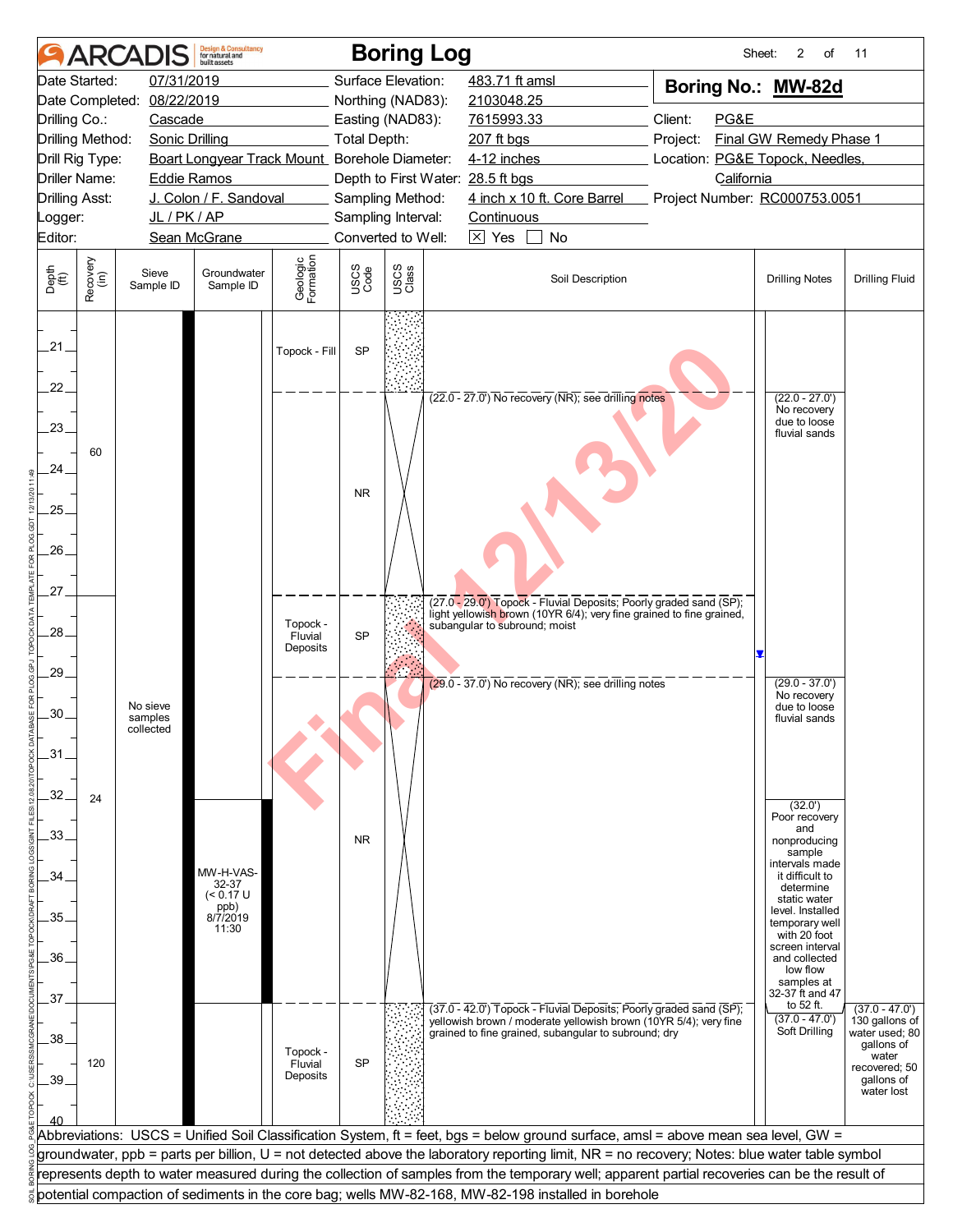# ARCADIS Boring Log

| | | | | | |
|---|---|---|---|---|---|
| Date Started: | 07/31/2019 | Surface Elevation: | 483.71 ft amsl | **Boring No.: MW-82d** | |
| Date Completed: | 08/22/2019 | Northing (NAD83): | 2103048.25 | | |
| Drilling Co.: | Cascade | Easting (NAD83): | 7615993.33 | Client: | PG&E |
| Drilling Method: | Sonic Drilling | Total Depth: | 207 ft bgs | Project: | Final GW Remedy Phase 1 |
| Drill Rig Type: | Boart Longyear Track Mount | Borehole Diameter: | 4-12 inches | Location: | PG&E Topock, Needles, California |
| Driller Name: | Eddie Ramos | Depth to First Water: | 28.5 ft bgs | | |
| Drilling Asst: | J. Colon / F. Sandoval | Sampling Method: | 4 inch x 10 ft. Core Barrel | Project Number: | RC000753.0051 |
| Logger: | JL / PK / AP | Sampling Interval: | Continuous | | |
| Editor: | Sean McGrane | Converted to Well: | ☒ Yes ☐ No | | |

| Depth (ft) | Recovery (in) | Sieve Sample ID | Groundwater Sample ID | Geologic Formation | USCS Code | Soil Description | Drilling Notes | Drilling Fluid |
|---|---|---|---|---|---|---|---|---|
| 21–22 | 60 | No sieve samples collected | | Topock - Fill | SP | | | |
| 22–27 | | | | | NR | (22.0 - 27.0') No recovery (NR); see drilling notes | (22.0 - 27.0') No recovery due to loose fluvial sands | |
| 27–29 | 24 | | | Topock - Fluvial Deposits | SP | (27.0 - 29.0') Topock - Fluvial Deposits; Poorly graded sand (SP); light yellowish brown (10YR 6/4); very fine grained to fine grained, subangular to subround; moist | | |
| 29–37 | | | MW-H-VAS-32-37 (< 0.17 U ppb) 8/7/2019 11:30 | | NR | (29.0 - 37.0') No recovery (NR); see drilling notes | (29.0 - 37.0') No recovery due to loose fluvial sands<br>(32.0') Poor recovery and nonproducing sample intervals made it difficult to determine static water level. Installed temporary well with 20 foot screen interval and collected low flow samples at 32-37 ft and 47 to 52 ft. | |
| 37–40 | 120 | | | Topock - Fluvial Deposits | SP | (37.0 - 42.0') Topock - Fluvial Deposits; Poorly graded sand (SP); yellowish brown / moderate yellowish brown (10YR 5/4); very fine grained to fine grained, subangular to subround; dry | (37.0 - 47.0') Soft Drilling | (37.0 - 47.0') 130 gallons of water used; 80 gallons of water recovered; 50 gallons of water lost |

Abbreviations: USCS = Unified Soil Classification System, ft = feet, bgs = below ground surface, amsl = above mean sea level, GW = groundwater, ppb = parts per billion, U = not detected above the laboratory reporting limit, NR = no recovery; Notes: blue water table symbol represents depth to water measured during the collection of samples from the temporary well; apparent partial recoveries can be the result of potential compaction of sediments in the core bag; wells MW-82-168, MW-82-198 installed in borehole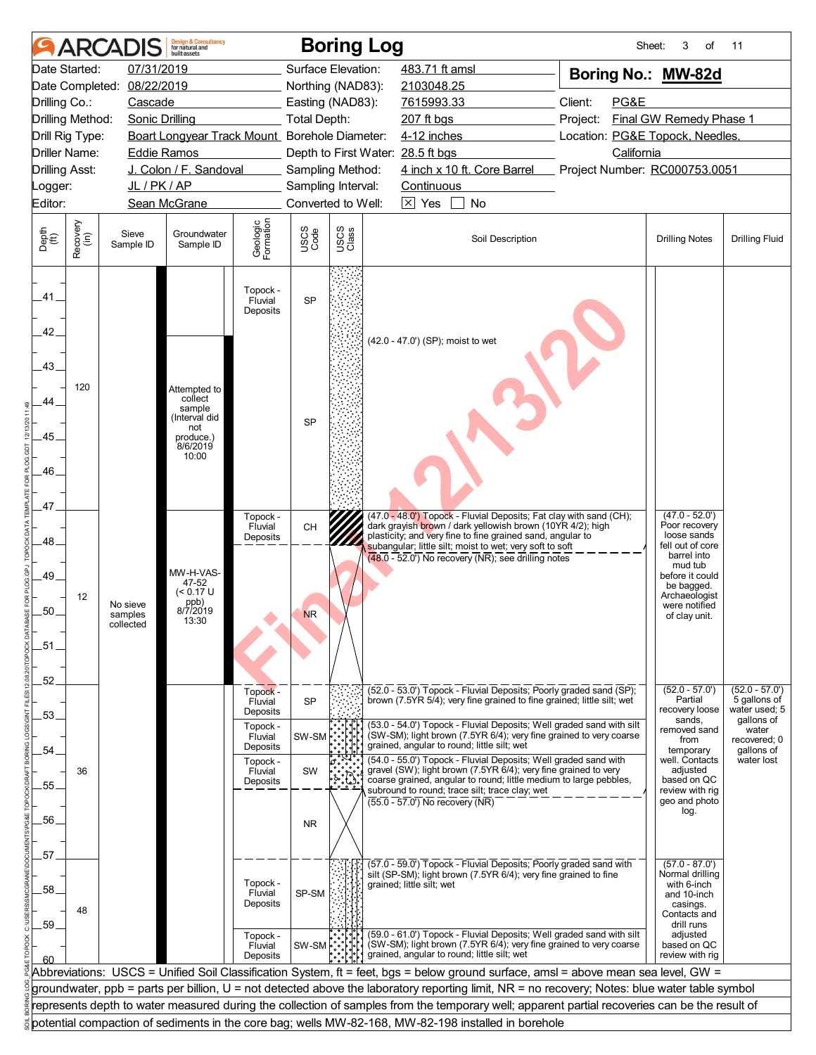# ARCADIS Boring Log

| | | | | | |
|---|---|---|---|---|---|
| Date Started: | 07/31/2019 | Surface Elevation: | 483.71 ft amsl | **Boring No.: MW-82d** | |
| Date Completed: | 08/22/2019 | Northing (NAD83): | 2103048.25 | | |
| Drilling Co.: | Cascade | Easting (NAD83): | 7615993.33 | Client: | PG&E |
| Drilling Method: | Sonic Drilling | Total Depth: | 207 ft bgs | Project: | Final GW Remedy Phase 1 |
| Drill Rig Type: | Boart Longyear Track Mount | Borehole Diameter: | 4-12 inches | Location: | PG&E Topock, Needles, California |
| Driller Name: | Eddie Ramos | Depth to First Water: | 28.5 ft bgs | | |
| Drilling Asst: | J. Colon / F. Sandoval | Sampling Method: | 4 inch x 10 ft. Core Barrel | Project Number: | RC000753.0051 |
| Logger: | JL / PK / AP | Sampling Interval: | Continuous | | |
| Editor: | Sean McGrane | Converted to Well: | ☒ Yes ☐ No | | |

| Depth (ft) | Recovery (in) | Sieve Sample ID | Groundwater Sample ID | Geologic Formation | USCS Code | Soil Description | Drilling Notes | Drilling Fluid |
|---|---|---|---|---|---|---|---|---|
| 41–42 | 120 | No sieve samples collected | | Topock - Fluvial Deposits | SP | | | |
| 42–47 | | | Attempted to collect sample (Interval did not produce.) 8/6/2019 10:00 | | SP | (42.0 - 47.0') (SP); moist to wet | | |
| 47–48 | 12 | | MW-H-VAS-47-52 (< 0.17 U ppb) 8/7/2019 13:30 | Topock - Fluvial Deposits | CH | (47.0 - 48.0') Topock - Fluvial Deposits; Fat clay with sand (CH); dark grayish brown / dark yellowish brown (10YR 4/2); high plasticity; and very fine to fine grained sand, angular to subangular; little silt; moist to wet; very soft to soft | (47.0 - 52.0') Poor recovery loose sands fell out of core barrel into mud tub before it could be bagged. Archaeologist were notified of clay unit. | |
| 48–52 | | | | | NR | (48.0 - 52.0') No recovery (NR); see drilling notes | | |
| 52–53 | 36 | | | Topock - Fluvial Deposits | SP | (52.0 - 53.0') Topock - Fluvial Deposits; Poorly graded sand (SP); brown (7.5YR 5/4); very fine grained to fine grained; little silt; wet | (52.0 - 57.0') Partial recovery loose sands, removed sand from temporary well. Contacts adjusted based on QC review with rig geo and photo log. | (52.0 - 57.0') 5 gallons of water used; 5 gallons of water recovered; 0 gallons of water lost |
| 53–54 | | | | Topock - Fluvial Deposits | SW-SM | (53.0 - 54.0') Topock - Fluvial Deposits; Well graded sand with silt (SW-SM); light brown (7.5YR 6/4); very fine grained to very coarse grained, angular to round; little silt; wet | | |
| 54–55 | | | | Topock - Fluvial Deposits | SW | (54.0 - 55.0') Topock - Fluvial Deposits; Well graded sand with gravel (SW); light brown (7.5YR 6/4); very fine grained to very coarse grained, angular to round; little medium to large pebbles, subround to round; trace silt; trace clay; wet | | |
| 55–57 | | | | | NR | (55.0 - 57.0') No recovery (NR) | | |
| 57–59 | 48 | | | Topock - Fluvial Deposits | SP-SM | (57.0 - 59.0') Topock - Fluvial Deposits; Poorly graded sand with silt (SP-SM); light brown (7.5YR 6/4); very fine grained to fine grained; little silt; wet | (57.0 - 87.0') Normal drilling with 6-inch and 10-inch casings. Contacts and drill runs adjusted based on QC review with rig | |
| 59–60 | | | | Topock - Fluvial Deposits | SW-SM | (59.0 - 61.0') Topock - Fluvial Deposits; Well graded sand with silt (SW-SM); light brown (7.5YR 6/4); very fine grained to very coarse grained, angular to round; little silt; wet | | |

Abbreviations: USCS = Unified Soil Classification System, ft = feet, bgs = below ground surface, amsl = above mean sea level, GW = groundwater, ppb = parts per billion, U = not detected above the laboratory reporting limit, NR = no recovery; Notes: blue water table symbol represents depth to water measured during the collection of samples from the temporary well; apparent partial recoveries can be the result of potential compaction of sediments in the core bag; wells MW-82-168, MW-82-198 installed in borehole

Final 12/13/20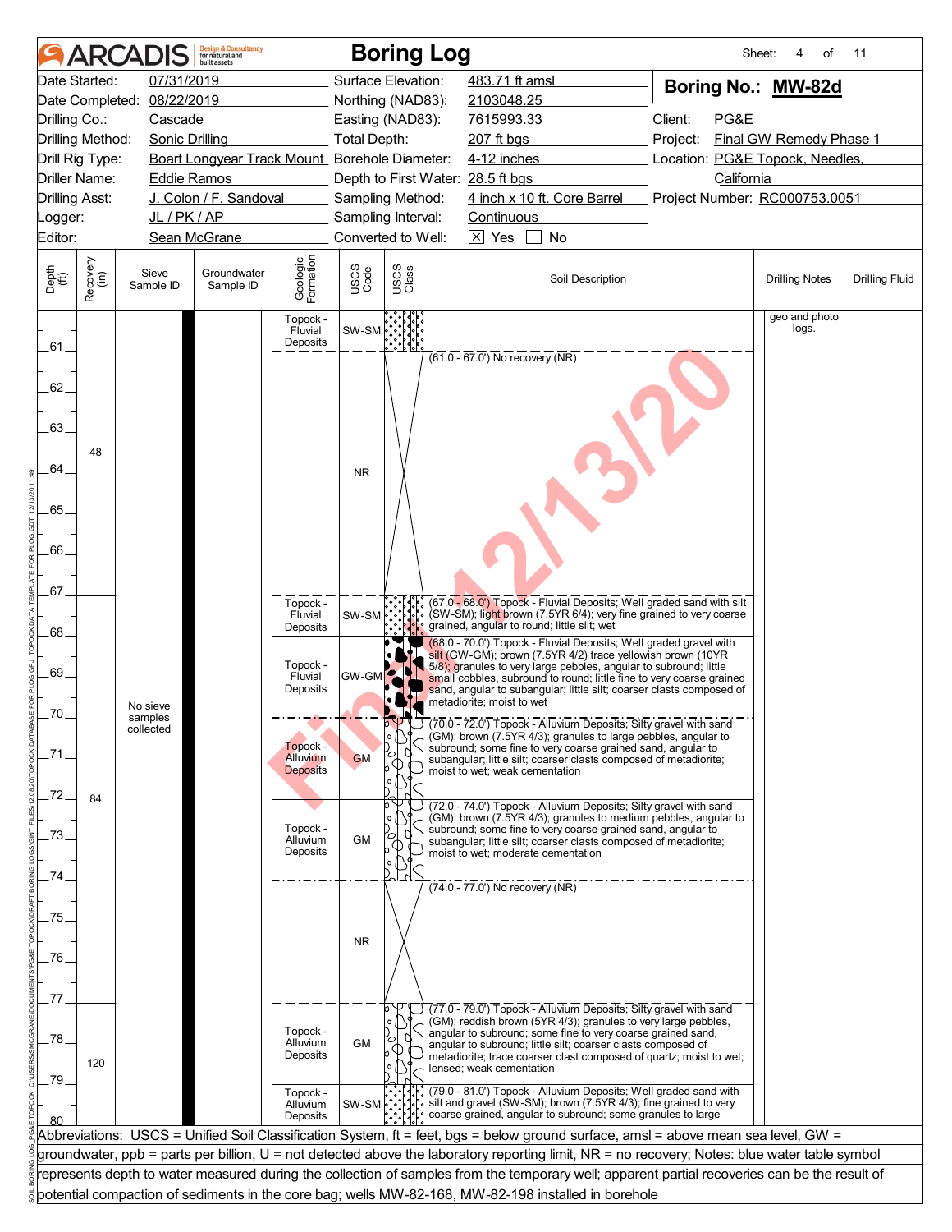# ARCADIS Boring Log

Sheet: 4 of 11

| | | | |
|---|---|---|---|
| Date Started: | 07/31/2019 | Surface Elevation: | 483.71 ft amsl |
| Date Completed: | 08/22/2019 | Northing (NAD83): | 2103048.25 |
| Drilling Co.: | Cascade | Easting (NAD83): | 7615993.33 |
| Drilling Method: | Sonic Drilling | Total Depth: | 207 ft bgs |
| Drill Rig Type: | Boart Longyear Track Mount | Borehole Diameter: | 4-12 inches |
| Driller Name: | Eddie Ramos | Depth to First Water: | 28.5 ft bgs |
| Drilling Asst: | J. Colon / F. Sandoval | Sampling Method: | 4 inch x 10 ft. Core Barrel |
| Logger: | JL / PK / AP | Sampling Interval: | Continuous |
| Editor: | Sean McGrane | Converted to Well: | [X] Yes [ ] No |

**Boring No.: MW-82d**

Client: PG&E
Project: Final GW Remedy Phase 1
Location: PG&E Topock, Needles, California
Project Number: RC000753.0051

| Depth (ft) | Recovery (in) | Sieve Sample ID | Groundwater Sample ID | Geologic Formation | USCS Code | Soil Description | Drilling Notes | Drilling Fluid |
|---|---|---|---|---|---|---|---|---|
| 60-61 | | No sieve samples collected | | Topock - Fluvial Deposits | SW-SM | | geo and photo logs. | |
| 61-67 | 48 | | | | NR | (61.0 - 67.0') No recovery (NR) | | |
| 67-68 | 84 | | | Topock - Fluvial Deposits | SW-SM | (67.0 - 68.0') Topock - Fluvial Deposits; Well graded sand with silt (SW-SM); light brown (7.5YR 6/4); very fine grained to very coarse grained, angular to round; little silt; wet | | |
| 68-70 | | | | Topock - Fluvial Deposits | GW-GM | (68.0 - 70.0') Topock - Fluvial Deposits; Well graded gravel with silt (GW-GM); brown (7.5YR 4/2) trace yellowish brown (10YR 5/8); granules to very large pebbles, angular to subround; little small cobbles, subround to round; little fine to very coarse grained sand, angular to subangular; little silt; coarser clasts composed of metadiorite; moist to wet | | |
| 70-72 | | | | Topock - Alluvium Deposits | GM | (70.0 - 72.0') Topock - Alluvium Deposits; Silty gravel with sand (GM); brown (7.5YR 4/3); granules to large pebbles, angular to subround; some fine to very coarse grained sand, angular to subangular; little silt; coarser clasts composed of metadiorite; moist to wet; weak cementation | | |
| 72-74 | | | | Topock - Alluvium Deposits | GM | (72.0 - 74.0') Topock - Alluvium Deposits; Silty gravel with sand (GM); brown (7.5YR 4/3); granules to medium pebbles, angular to subround; some fine to very coarse grained sand, angular to subangular; little silt; coarser clasts composed of metadiorite; moist to wet; moderate cementation | | |
| 74-77 | | | | | NR | (74.0 - 77.0') No recovery (NR) | | |
| 77-79 | 120 | | | Topock - Alluvium Deposits | GM | (77.0 - 79.0') Topock - Alluvium Deposits; Silty gravel with sand (GM); reddish brown (5YR 4/3); granules to very large pebbles, angular to subround; some fine to very coarse grained sand, angular to subround; little silt; coarser clasts composed of metadiorite; trace coarser clast composed of quartz; moist to wet; lensed; weak cementation | | |
| 79-80 | | | | Topock - Alluvium Deposits | SW-SM | (79.0 - 81.0') Topock - Alluvium Deposits; Well graded sand with silt and gravel (SW-SM); brown (7.5YR 4/3); fine grained to very coarse grained, angular to subround; some granules to large | | |

Abbreviations: USCS = Unified Soil Classification System, ft = feet, bgs = below ground surface, amsl = above mean sea level, GW = groundwater, ppb = parts per billion, U = not detected above the laboratory reporting limit, NR = no recovery; Notes: blue water table symbol represents depth to water measured during the collection of samples from the temporary well; apparent partial recoveries can be the result of potential compaction of sediments in the core bag; wells MW-82-168, MW-82-198 installed in borehole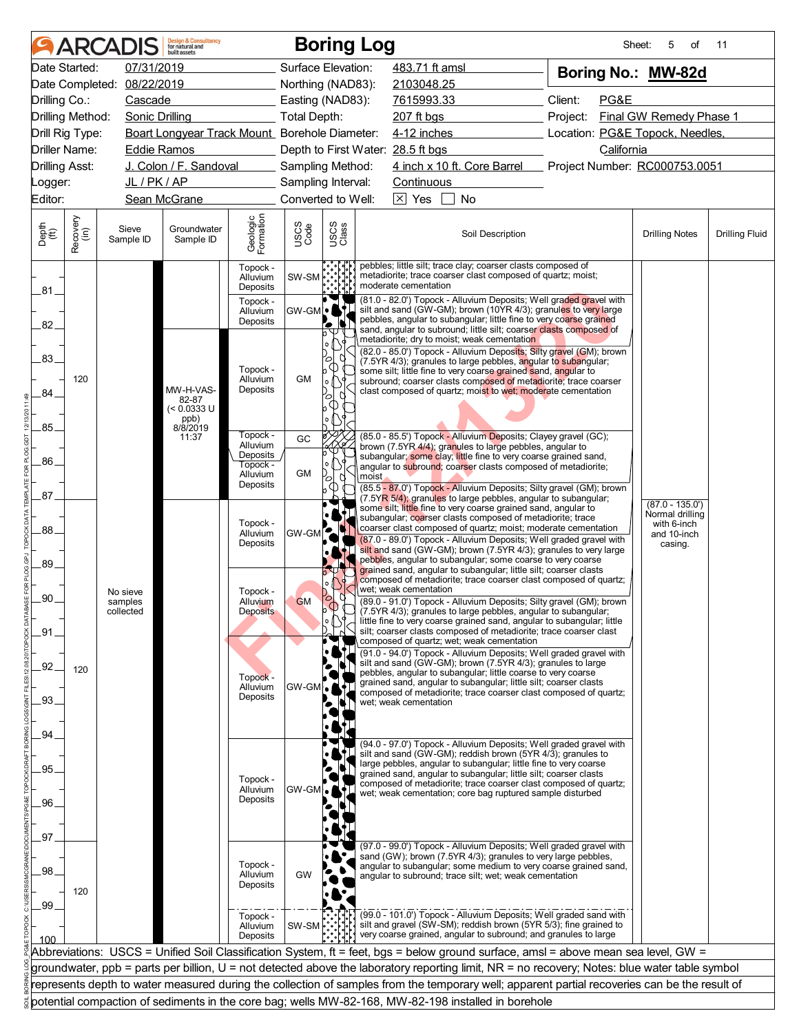# Boring Log

**Boring No.: MW-82d**

| | | | | | |
|---|---|---|---|---|---|
| Date Started: | 07/31/2019 | Surface Elevation: | 483.71 ft amsl | Client: | PG&E |
| Date Completed: | 08/22/2019 | Northing (NAD83): | 2103048.25 | Project: | Final GW Remedy Phase 1 |
| Drilling Co.: | Cascade | Easting (NAD83): | 7615993.33 | Location: | PG&E Topock, Needles, California |
| Drilling Method: | Sonic Drilling | Total Depth: | 207 ft bgs | Project Number: | RC000753.0051 |
| Drill Rig Type: | Boart Longyear Track Mount | Borehole Diameter: | 4-12 inches | | |
| Driller Name: | Eddie Ramos | Depth to First Water: | 28.5 ft bgs | | |
| Drilling Asst: | J. Colon / F. Sandoval | Sampling Method: | 4 inch x 10 ft. Core Barrel | | |
| Logger: | JL / PK / AP | Sampling Interval: | Continuous | | |
| Editor: | Sean McGrane | Converted to Well: | ☒ Yes ☐ No | | |

| Depth (ft) | Recovery (in) | Sieve Sample ID | Groundwater Sample ID | Geologic Formation | USCS Code | Soil Description | Drilling Notes | Drilling Fluid |
|---|---|---|---|---|---|---|---|---|
| 80-81 | | No sieve samples collected | | Topock - Alluvium Deposits | SW-SM | pebbles; little silt; trace clay; coarser clasts composed of metadiorite; trace coarser clast composed of quartz; moist; moderate cementation | | |
| 81-82 | 120 | | | Topock - Alluvium Deposits | GW-GM | (81.0 - 82.0') Topock - Alluvium Deposits; Well graded gravel with silt and sand (GW-GM); brown (10YR 4/3); granules to very large pebbles, angular to subangular; little fine to very coarse grained sand, angular to subround; little silt; coarser clasts composed of metadiorite; dry to moist; weak cementation | | |
| 82-85 | | | MW-H-VAS-82-87 (< 0.0333 U ppb) 8/8/2019 11:37 | Topock - Alluvium Deposits | GM | (82.0 - 85.0') Topock - Alluvium Deposits; Silty gravel (GM); brown (7.5YR 4/3); granules to large pebbles, angular to subangular; some silt; little fine to very coarse grained sand, angular to subround; coarser clasts composed of metadiorite; trace coarser clast composed of quartz; moist to wet; moderate cementation | | |
| 85-85.5 | | | | Topock - Alluvium Deposits | GC | (85.0 - 85.5') Topock - Alluvium Deposits; Clayey gravel (GC); brown (7.5YR 4/4); granules to large pebbles, angular to subangular; some clay; little fine to very coarse grained sand, angular to subround; coarser clasts composed of metadiorite; moist | | |
| 85.5-87 | | | | Topock - Alluvium Deposits | GM | (85.5 - 87.0') Topock - Alluvium Deposits; Silty gravel (GM); brown (7.5YR 5/4); granules to large pebbles, angular to subangular; some silt; little fine to very coarse grained sand, angular to subangular; coarser clasts composed of metadiorite; trace coarser clast composed of quartz; moist; moderate cementation | | |
| 87-89 | | | | Topock - Alluvium Deposits | GW-GM | (87.0 - 89.0') Topock - Alluvium Deposits; Well graded gravel with silt and sand (GW-GM); brown (7.5YR 4/3); granules to very large pebbles, angular to subangular; some coarse to very coarse grained sand, angular to subangular; little silt; coarser clasts composed of metadiorite; trace coarser clast composed of quartz; wet; weak cementation | (87.0 - 135.0') Normal drilling with 6-inch and 10-inch casing. | |
| 89-91 | | | | Topock - Alluvium Deposits | GM | (89.0 - 91.0') Topock - Alluvium Deposits; Silty gravel (GM); brown (7.5YR 4/3); granules to large pebbles, angular to subangular; little fine to very coarse grained sand, angular to subangular; little silt; coarser clasts composed of metadiorite; trace coarser clast composed of quartz; wet; weak cementation | | |
| 91-94 | 120 | | | Topock - Alluvium Deposits | GW-GM | (91.0 - 94.0') Topock - Alluvium Deposits; Well graded gravel with silt and sand (GW-GM); brown (7.5YR 4/3); granules to large pebbles, angular to subangular; little coarse to very coarse grained sand, angular to subangular; little silt; coarser clasts composed of metadiorite; trace coarser clast composed of quartz; wet; weak cementation | | |
| 94-97 | | | | Topock - Alluvium Deposits | GW-GM | (94.0 - 97.0') Topock - Alluvium Deposits; Well graded gravel with silt and sand (GW-GM); reddish brown (5YR 4/3); granules to large pebbles, angular to subangular; little fine to very coarse grained sand, angular to subangular; little silt; coarser clasts composed of metadiorite; trace coarser clast composed of quartz; wet; weak cementation; core bag ruptured sample disturbed | | |
| 97-99 | 120 | | | Topock - Alluvium Deposits | GW | (97.0 - 99.0') Topock - Alluvium Deposits; Well graded gravel with sand (GW); brown (7.5YR 4/3); granules to very large pebbles, angular to subangular; some medium to very coarse grained sand, angular to subround; trace silt; wet; weak cementation | | |
| 99-100 | | | | Topock - Alluvium Deposits | SW-SM | (99.0 - 101.0') Topock - Alluvium Deposits; Well graded sand with silt and gravel (SW-SM); reddish brown (5YR 5/3); fine grained to very coarse grained, angular to subround; and granules to large | | |

Abbreviations: USCS = Unified Soil Classification System, ft = feet, bgs = below ground surface, amsl = above mean sea level, GW = groundwater, ppb = parts per billion, U = not detected above the laboratory reporting limit, NR = no recovery; Notes: blue water table symbol represents depth to water measured during the collection of samples from the temporary well; apparent partial recoveries can be the result of potential compaction of sediments in the core bag; wells MW-82-168, MW-82-198 installed in borehole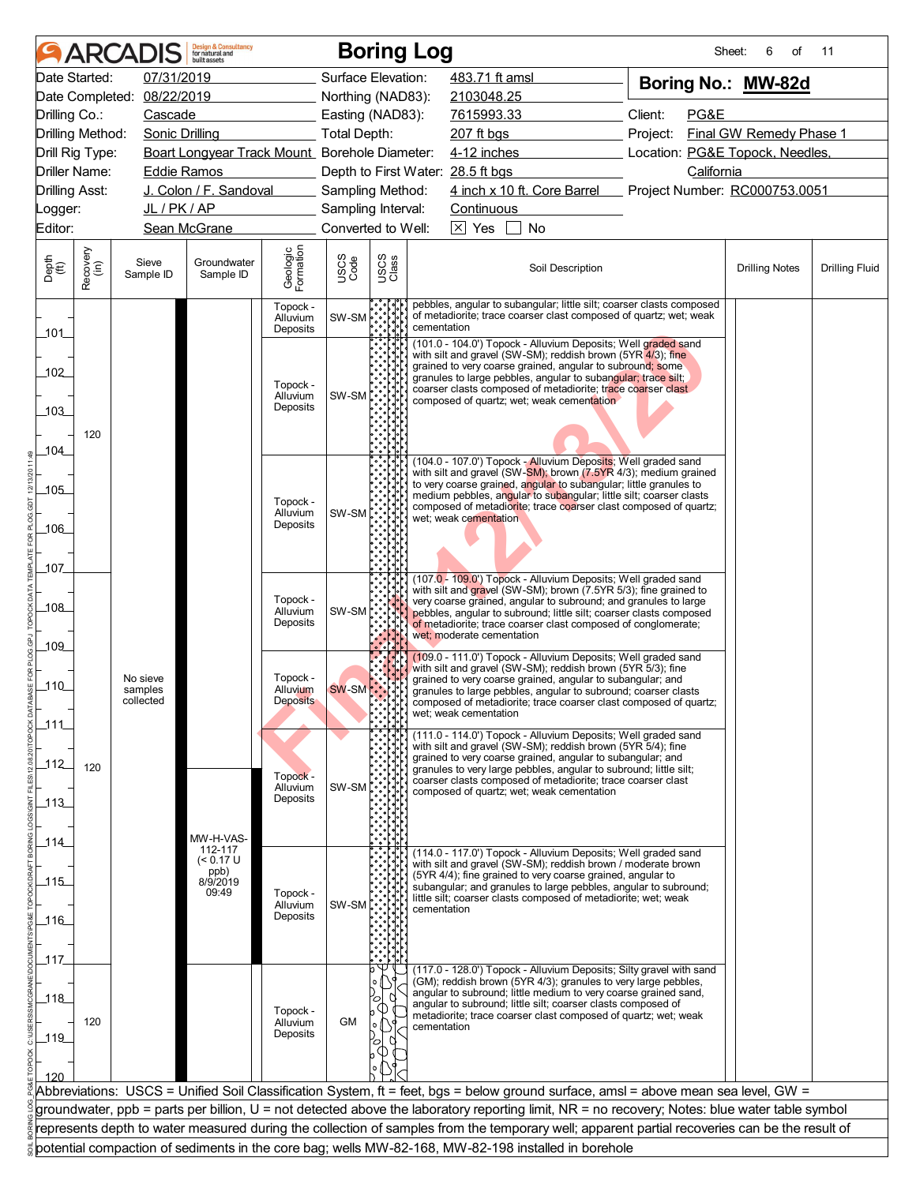# Boring Log

ARCADIS Design & Consultancy for natural and built assets

Sheet: 6 of 11

| | | | |
|---|---|---|---|
| Date Started: | 07/31/2019 | Surface Elevation: | 483.71 ft amsl |
| Date Completed: | 08/22/2019 | Northing (NAD83): | 2103048.25 |
| Drilling Co.: | Cascade | Easting (NAD83): | 7615993.33 |
| Drilling Method: | Sonic Drilling | Total Depth: | 207 ft bgs |
| Drill Rig Type: | Boart Longyear Track Mount | Borehole Diameter: | 4-12 inches |
| Driller Name: | Eddie Ramos | Depth to First Water: | 28.5 ft bgs |
| Drilling Asst: | J. Colon / F. Sandoval | Sampling Method: | 4 inch x 10 ft. Core Barrel |
| Logger: | JL / PK / AP | Sampling Interval: | Continuous |
| Editor: | Sean McGrane | Converted to Well: | ☒ Yes ☐ No |

**Boring No.: MW-82d**

Client: PG&E
Project: Final GW Remedy Phase 1
Location: PG&E Topock, Needles, California
Project Number: RC000753.0051

| Depth (ft) | Recovery (in) | Sieve Sample ID | Groundwater Sample ID | Geologic Formation | USCS Code | Soil Description | Drilling Notes | Drilling Fluid |
|---|---|---|---|---|---|---|---|---|
| 100-101 | 120 | No sieve samples collected | | Topock - Alluvium Deposits | SW-SM | pebbles, angular to subangular; little silt; coarser clasts composed of metadiorite; trace coarser clast composed of quartz; wet; weak cementation | | |
| 101-104 | | | | Topock - Alluvium Deposits | SW-SM | (101.0 - 104.0') Topock - Alluvium Deposits; Well graded sand with silt and gravel (SW-SM); reddish brown (5YR 4/3); fine grained to very coarse grained, angular to subround; some granules to large pebbles, angular to subangular; trace silt; coarser clasts composed of metadiorite; trace coarser clast composed of quartz; wet; weak cementation | | |
| 104-107 | | | | Topock - Alluvium Deposits | SW-SM | (104.0 - 107.0') Topock - Alluvium Deposits; Well graded sand with silt and gravel (SW-SM); brown (7.5YR 4/3); medium grained to very coarse grained, angular to subangular; little granules to medium pebbles, angular to subangular; little silt; coarser clasts composed of metadiorite; trace coarser clast composed of quartz; wet; weak cementation | | |
| 107-109 | 120 | | | Topock - Alluvium Deposits | SW-SM | (107.0 - 109.0') Topock - Alluvium Deposits; Well graded sand with silt and gravel (SW-SM); brown (7.5YR 5/3); fine grained to very coarse grained, angular to subround; and granules to large pebbles, angular to subround; little silt; coarser clasts composed of metadiorite; trace coarser clast composed of conglomerate; wet; moderate cementation | | |
| 109-111 | | | | Topock - Alluvium Deposits | SW-SM | (109.0 - 111.0') Topock - Alluvium Deposits; Well graded sand with silt and gravel (SW-SM); reddish brown (5YR 5/3); fine grained to very coarse grained, angular to subangular; and granules to large pebbles, angular to subround; coarser clasts composed of metadiorite; trace coarser clast composed of quartz; wet; weak cementation | | |
| 111-114 | | | | Topock - Alluvium Deposits | SW-SM | (111.0 - 114.0') Topock - Alluvium Deposits; Well graded sand with silt and gravel (SW-SM); reddish brown (5YR 5/4); fine grained to very coarse grained, angular to subangular; and granules to very large pebbles, angular to subround; little silt; coarser clasts composed of metadiorite; trace coarser clast composed of quartz; wet; weak cementation | | |
| 114-117 | | | MW-H-VAS-112-117 (< 0.17 U ppb) 8/9/2019 09:49 | Topock - Alluvium Deposits | SW-SM | (114.0 - 117.0') Topock - Alluvium Deposits; Well graded sand with silt and gravel (SW-SM); reddish brown / moderate brown (5YR 4/4); fine grained to very coarse grained, angular to subangular; and granules to large pebbles, angular to subround; little silt; coarser clasts composed of metadiorite; wet; weak cementation | | |
| 117-120 | 120 | | | Topock - Alluvium Deposits | GM | (117.0 - 128.0') Topock - Alluvium Deposits; Silty gravel with sand (GM); reddish brown (5YR 4/3); granules to very large pebbles, angular to subround; little medium to very coarse grained sand, angular to subround; little silt; coarser clasts composed of metadiorite; trace coarser clast composed of quartz; wet; weak cementation | | |

Abbreviations: USCS = Unified Soil Classification System, ft = feet, bgs = below ground surface, amsl = above mean sea level, GW = groundwater, ppb = parts per billion, U = not detected above the laboratory reporting limit, NR = no recovery; Notes: blue water table symbol represents depth to water measured during the collection of samples from the temporary well; apparent partial recoveries can be the result of potential compaction of sediments in the core bag; wells MW-82-168, MW-82-198 installed in borehole

Final 12/3/20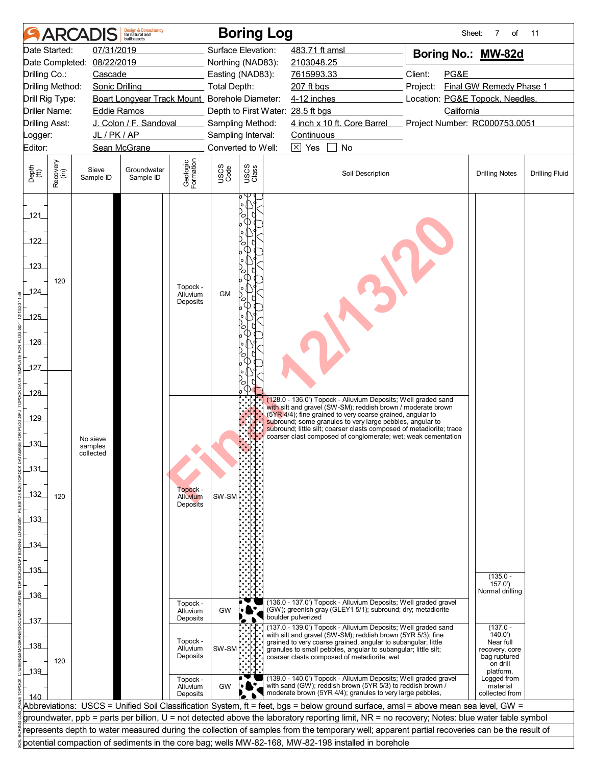# Boring Log

Sheet: 7 of 11

| | | | |
|---|---|---|---|
| Date Started: | 07/31/2019 | Surface Elevation: | 483.71 ft amsl |
| Date Completed: | 08/22/2019 | Northing (NAD83): | 2103048.25 |
| Drilling Co.: | Cascade | Easting (NAD83): | 7615993.33 |
| Drilling Method: | Sonic Drilling | Total Depth: | 207 ft bgs |
| Drill Rig Type: | Boart Longyear Track Mount | Borehole Diameter: | 4-12 inches |
| Driller Name: | Eddie Ramos | Depth to First Water: | 28.5 ft bgs |
| Drilling Asst: | J. Colon / F. Sandoval | Sampling Method: | 4 inch x 10 ft. Core Barrel |
| Logger: | JL / PK / AP | Sampling Interval: | Continuous |
| Editor: | Sean McGrane | Converted to Well: | [X] Yes [ ] No |

**Boring No.: MW-82d**

Client: PG&E
Project: Final GW Remedy Phase 1
Location: PG&E Topock, Needles, California
Project Number: RC000753.0051

| Depth (ft) | Recovery (in) | Sieve Sample ID | Groundwater Sample ID | Geologic Formation | USCS Code | Soil Description | Drilling Notes | Drilling Fluid |
|---|---|---|---|---|---|---|---|---|
| 121–128 | 120 | No sieve samples collected | | Topock - Alluvium Deposits | GM | | | |
| 128–136 | 120 | | | Topock - Alluvium Deposits | SW-SM | (128.0 - 136.0') Topock - Alluvium Deposits; Well graded sand with silt and gravel (SW-SM); reddish brown / moderate brown (5YR 4/4); fine grained to very coarse grained, angular to subround; some granules to very large pebbles, angular to subround; little silt; coarser clasts composed of metadiorite; trace coarser clast composed of conglomerate; wet; weak cementation | (135.0 - 157.0') Normal drilling | |
| 136–137 | | | | Topock - Alluvium Deposits | GW | (136.0 - 137.0') Topock - Alluvium Deposits; Well graded gravel (GW); greenish gray (GLEY1 5/1); subround; dry; metadiorite boulder pulverized | | |
| 137–139 | 120 | | | Topock - Alluvium Deposits | SW-SM | (137.0 - 139.0') Topock - Alluvium Deposits; Well graded sand with silt and gravel (SW-SM); reddish brown (5YR 5/3); fine grained to very coarse grained, angular to subangular; little granules to small pebbles, angular to subangular; little silt; coarser clasts composed of metadiorite; wet | (137.0 - 140.0') Near full recovery, core bag ruptured on drill platform. Logged from material collected from | |
| 139–140 | | | | Topock - Alluvium Deposits | GW | (139.0 - 140.0') Topock - Alluvium Deposits; Well graded gravel with sand (GW); reddish brown (5YR 5/3) to reddish brown / moderate brown (5YR 4/4); granules to very large pebbles, | | |

Abbreviations: USCS = Unified Soil Classification System, ft = feet, bgs = below ground surface, amsl = above mean sea level, GW = groundwater, ppb = parts per billion, U = not detected above the laboratory reporting limit, NR = no recovery; Notes: blue water table symbol represents depth to water measured during the collection of samples from the temporary well; apparent partial recoveries can be the result of potential compaction of sediments in the core bag; wells MW-82-168, MW-82-198 installed in borehole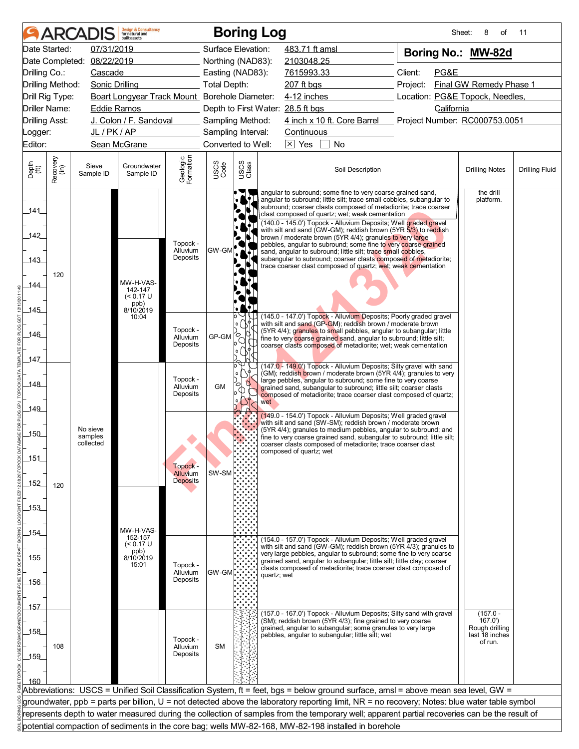# ARCADIS Boring Log

| | | | | | |
|---|---|---|---|---|---|
| Date Started: | 07/31/2019 | Surface Elevation: | 483.71 ft amsl | **Boring No.: MW-82d** | |
| Date Completed: | 08/22/2019 | Northing (NAD83): | 2103048.25 | | |
| Drilling Co.: | Cascade | Easting (NAD83): | 7615993.33 | Client: | PG&E |
| Drilling Method: | Sonic Drilling | Total Depth: | 207 ft bgs | Project: | Final GW Remedy Phase 1 |
| Drill Rig Type: | Boart Longyear Track Mount | Borehole Diameter: | 4-12 inches | Location: | PG&E Topock, Needles, California |
| Driller Name: | Eddie Ramos | Depth to First Water: | 28.5 ft bgs | | |
| Drilling Asst: | J. Colon / F. Sandoval | Sampling Method: | 4 inch x 10 ft. Core Barrel | Project Number: | RC000753.0051 |
| Logger: | JL / PK / AP | Sampling Interval: | Continuous | | |
| Editor: | Sean McGrane | Converted to Well: | [X] Yes [ ] No | | |

| Depth (ft) | Recovery (in) | Sieve Sample ID | Groundwater Sample ID | Geologic Formation | USCS Code | Soil Description | Drilling Notes |
|---|---|---|---|---|---|---|---|
| 140–141 | | | | | | angular to subround; some fine to very coarse grained sand, angular to subround; little silt; trace small cobbles, subangular to subround; coarser clasts composed of metadiorite; trace coarser clast composed of quartz; wet; weak cementation | the drill platform. |
| 140–145 | 120 | No sieve samples collected | MW-H-VAS-142-147 (< 0.17 U ppb) 8/10/2019 10:04 | Topock - Alluvium Deposits | GW-GM | (140.0 - 145.0') Topock - Alluvium Deposits; Well graded gravel with silt and sand (GW-GM); reddish brown (5YR 5/3) to reddish brown / moderate brown (5YR 4/4); granules to very large pebbles, angular to subround; some fine to very coarse grained sand, angular to subround; little silt; trace small cobbles, subangular to subround; coarser clasts composed of metadiorite; trace coarser clast composed of quartz; wet; weak cementation | |
| 145–147 | | | | Topock - Alluvium Deposits | GP-GM | (145.0 - 147.0') Topock - Alluvium Deposits; Poorly graded gravel with silt and sand (GP-GM); reddish brown / moderate brown (5YR 4/4); granules to small pebbles, angular to subangular; little fine to very coarse grained sand, angular to subround; little silt; coarser clasts composed of metadiorite; wet; weak cementation | |
| 147–149 | | | | Topock - Alluvium Deposits | GM | (147.0 - 149.0') Topock - Alluvium Deposits; Silty gravel with sand (GM); reddish brown / moderate brown (5YR 4/4); granules to very large pebbles, angular to subround; some fine to very coarse grained sand, subangular to subround; little silt; coarser clasts composed of metadiorite; trace coarser clast composed of quartz; wet | |
| 149–154 | 120 | | MW-H-VAS-152-157 (< 0.17 U ppb) 8/10/2019 15:01 | Topock - Alluvium Deposits | SW-SM | (149.0 - 154.0') Topock - Alluvium Deposits; Well graded gravel with silt and sand (SW-SM); reddish brown / moderate brown (5YR 4/4); granules to medium pebbles, angular to subround; and fine to very coarse grained sand, subangular to subround; little silt; coarser clasts composed of metadiorite; trace coarser clast composed of quartz; wet | |
| 154–157 | | | | Topock - Alluvium Deposits | GW-GM | (154.0 - 157.0') Topock - Alluvium Deposits; Well graded gravel with silt and sand (GW-GM); reddish brown (5YR 4/3); granules to very large pebbles, angular to subround; some fine to very coarse grained sand, angular to subangular; little silt; little clay; coarser clasts composed of metadiorite; trace coarser clast composed of quartz; wet | |
| 157–160 | 108 | | | Topock - Alluvium Deposits | SM | (157.0 - 167.0') Topock - Alluvium Deposits; Silty sand with gravel (SM); reddish brown (5YR 4/3); fine grained to very coarse grained, angular to subangular; some granules to very large pebbles, angular to subangular; little silt; wet | (157.0 - 167.0') Rough drilling last 18 inches of run. |

Abbreviations: USCS = Unified Soil Classification System, ft = feet, bgs = below ground surface, amsl = above mean sea level, GW = groundwater, ppb = parts per billion, U = not detected above the laboratory reporting limit, NR = no recovery; Notes: blue water table symbol represents depth to water measured during the collection of samples from the temporary well; apparent partial recoveries can be the result of potential compaction of sediments in the core bag; wells MW-82-168, MW-82-198 installed in borehole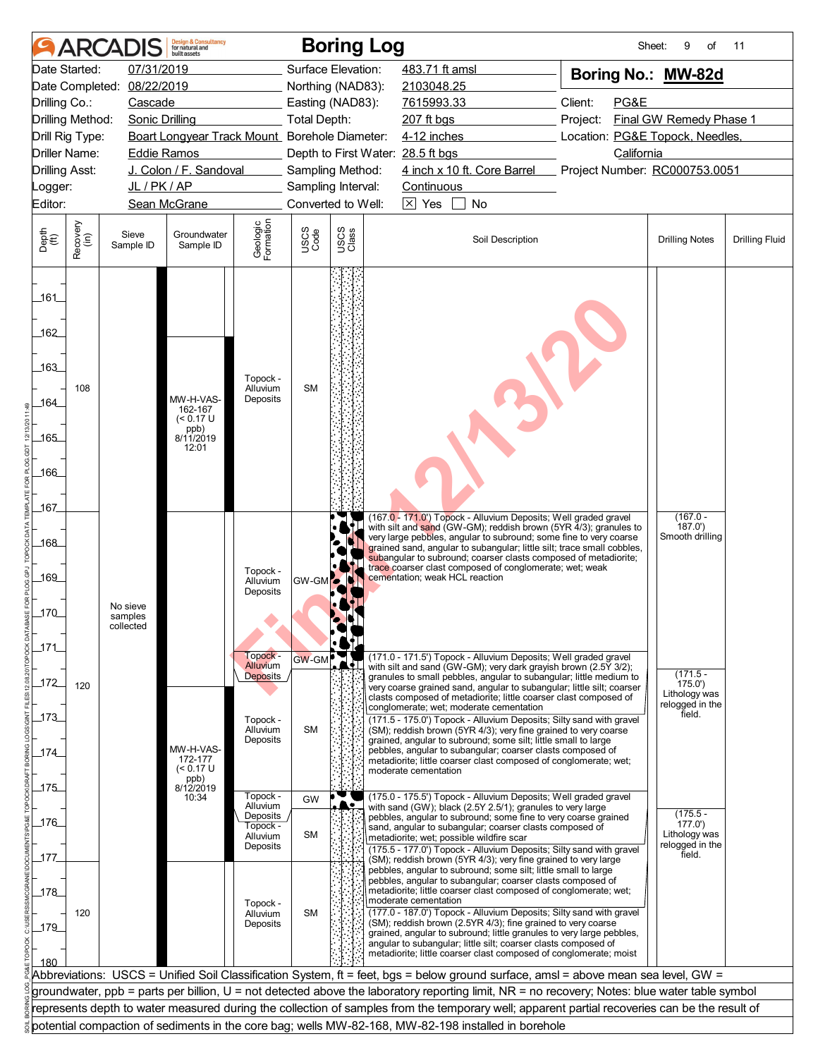# ARCADIS Boring Log

| | | | | | |
|---|---|---|---|---|---|
| Date Started: | 07/31/2019 | Surface Elevation: | 483.71 ft amsl | **Boring No.: MW-82d** | |
| Date Completed: | 08/22/2019 | Northing (NAD83): | 2103048.25 | | |
| Drilling Co.: | Cascade | Easting (NAD83): | 7615993.33 | Client: | PG&E |
| Drilling Method: | Sonic Drilling | Total Depth: | 207 ft bgs | Project: | Final GW Remedy Phase 1 |
| Drill Rig Type: | Boart Longyear Track Mount | Borehole Diameter: | 4-12 inches | Location: | PG&E Topock, Needles, California |
| Driller Name: | Eddie Ramos | Depth to First Water: | 28.5 ft bgs | | |
| Drilling Asst: | J. Colon / F. Sandoval | Sampling Method: | 4 inch x 10 ft. Core Barrel | Project Number: | RC000753.0051 |
| Logger: | JL / PK / AP | Sampling Interval: | Continuous | | |
| Editor: | Sean McGrane | Converted to Well: | ☒ Yes ☐ No | | |

| Depth (ft) | Recovery (in) | Sieve Sample ID | Groundwater Sample ID | Geologic Formation | USCS Code | Soil Description | Drilling Notes |
|---|---|---|---|---|---|---|---|
| 161–167 | 108 | No sieve samples collected | MW-H-VAS-162-167 (< 0.17 U ppb) 8/11/2019 12:01 | Topock - Alluvium Deposits | SM | | |
| 167.0–171.0 | 120 | | | Topock - Alluvium Deposits | GW-GM | (167.0 - 171.0') Topock - Alluvium Deposits; Well graded gravel with silt and sand (GW-GM); reddish brown (5YR 4/3); granules to very large pebbles, angular to subround; some fine to very coarse grained sand, angular to subangular; little silt; trace small cobbles, subangular to subround; coarser clasts composed of metadiorite; trace coarser clast composed of conglomerate; wet; weak cementation; weak HCL reaction | (167.0 - 187.0') Smooth drilling |
| 171.0–171.5 | | | | Topock - Alluvium Deposits | GW-GM | (171.0 - 171.5') Topock - Alluvium Deposits; Well graded gravel with silt and sand (GW-GM); very dark grayish brown (2.5Y 3/2); granules to small pebbles, angular to subangular; little medium to very coarse grained sand, angular to subangular; little silt; coarser clasts composed of metadiorite; little coarser clast composed of conglomerate; wet; moderate cementation | |
| 171.5–175.0 | | | MW-H-VAS-172-177 (< 0.17 U ppb) 8/12/2019 10:34 | Topock - Alluvium Deposits | SM | (171.5 - 175.0') Topock - Alluvium Deposits; Silty sand with gravel (SM); reddish brown (5YR 4/3); very fine grained to very coarse grained, angular to subround; some silt; little small to large pebbles, angular to subangular; coarser clasts composed of metadiorite; little coarser clast composed of conglomerate; wet; moderate cementation | (171.5 - 175.0') Lithology was relogged in the field. |
| 175.0–175.5 | | | | Topock - Alluvium Deposits | GW | (175.0 - 175.5') Topock - Alluvium Deposits; Well graded gravel with sand (GW); black (2.5Y 2.5/1); granules to very large pebbles, angular to subround; some fine to very coarse grained sand, angular to subangular; coarser clasts composed of metadiorite; wet; possible wildfire scar | |
| 175.5–177.0 | | | | Topock - Alluvium Deposits | SM | (175.5 - 177.0') Topock - Alluvium Deposits; Silty sand with gravel (SM); reddish brown (5YR 4/3); very fine grained to very large pebbles, angular to subround; some silt; little small to large pebbles, angular to subangular; coarser clasts composed of metadiorite; little coarser clast composed of conglomerate; wet; moderate cementation | (175.5 - 177.0') Lithology was relogged in the field. |
| 177.0–180 | 120 | | | Topock - Alluvium Deposits | SM | (177.0 - 187.0') Topock - Alluvium Deposits; Silty sand with gravel (SM); reddish brown (2.5YR 4/3); fine grained to very coarse grained, angular to subround; little granules to very large pebbles, angular to subangular; little silt; coarser clasts composed of metadiorite; little coarser clast composed of conglomerate; moist | |

Abbreviations: USCS = Unified Soil Classification System, ft = feet, bgs = below ground surface, amsl = above mean sea level, GW = groundwater, ppb = parts per billion, U = not detected above the laboratory reporting limit, NR = no recovery; Notes: blue water table symbol represents depth to water measured during the collection of samples from the temporary well; apparent partial recoveries can be the result of potential compaction of sediments in the core bag; wells MW-82-168, MW-82-198 installed in borehole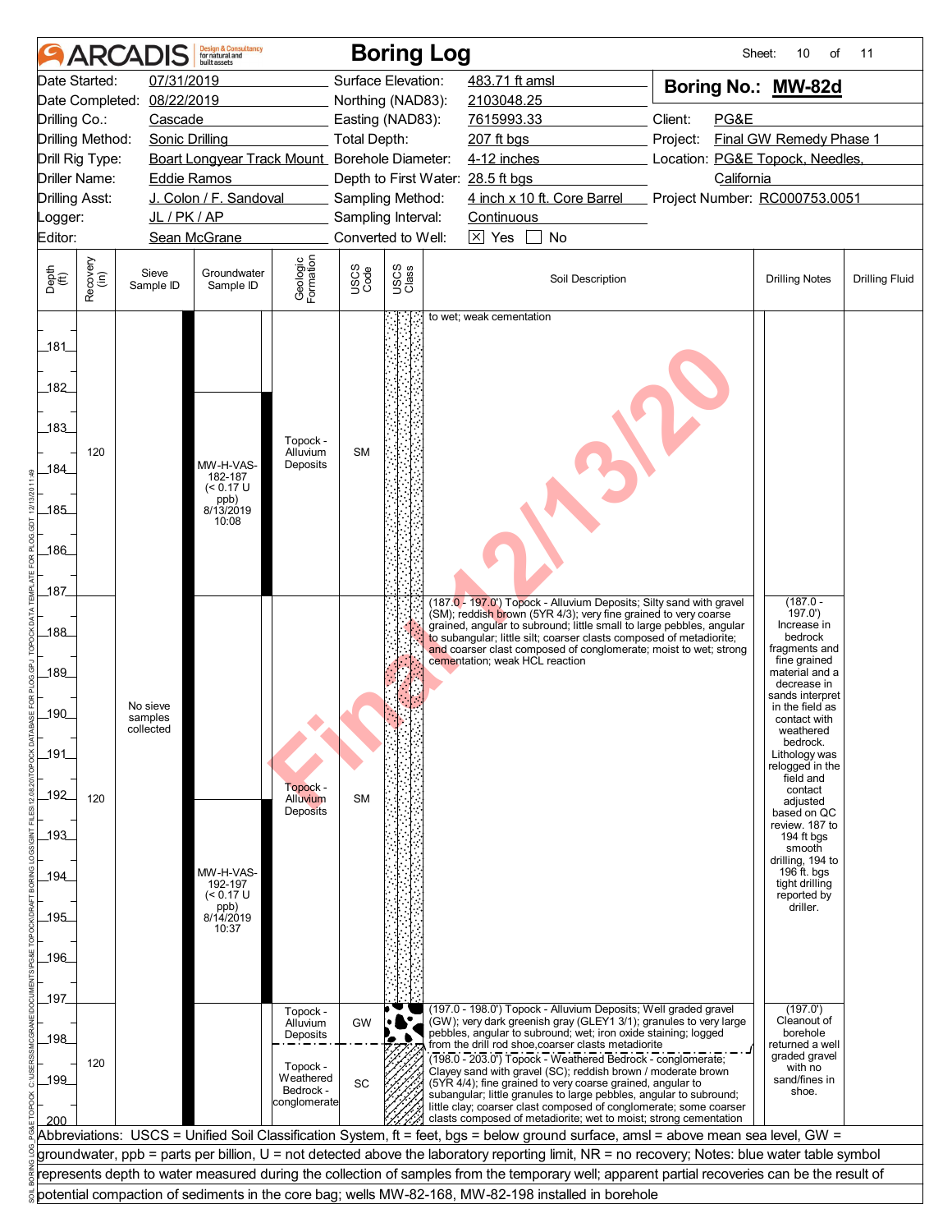# ARCADIS Boring Log

Sheet: 10 of 11

| | | | |
|---|---|---|---|
| Date Started: | 07/31/2019 | Surface Elevation: | 483.71 ft amsl |
| Date Completed: | 08/22/2019 | Northing (NAD83): | 2103048.25 |
| Drilling Co.: | Cascade | Easting (NAD83): | 7615993.33 |
| Drilling Method: | Sonic Drilling | Total Depth: | 207 ft bgs |
| Drill Rig Type: | Boart Longyear Track Mount | Borehole Diameter: | 4-12 inches |
| Driller Name: | Eddie Ramos | Depth to First Water: | 28.5 ft bgs |
| Drilling Asst: | J. Colon / F. Sandoval | Sampling Method: | 4 inch x 10 ft. Core Barrel |
| Logger: | JL / PK / AP | Sampling Interval: | Continuous |
| Editor: | Sean McGrane | Converted to Well: | [X] Yes [ ] No |

**Boring No.: MW-82d**

Client: PG&E
Project: Final GW Remedy Phase 1
Location: PG&E Topock, Needles, California
Project Number: RC000753.0051

| Depth (ft) | Recovery (in) | Sieve Sample ID | Groundwater Sample ID | Geologic Formation | USCS Code | Soil Description | Drilling Notes | Drilling Fluid |
|---|---|---|---|---|---|---|---|---|
| 180–187 | 120 | | MW-H-VAS-182-187 (< 0.17 U ppb) 8/13/2019 10:08 | Topock - Alluvium Deposits | SM | to wet; weak cementation | | |
| 187–197 | 120 | No sieve samples collected | MW-H-VAS-192-197 (< 0.17 U ppb) 8/14/2019 10:37 | Topock - Alluvium Deposits | SM | (187.0 - 197.0') Topock - Alluvium Deposits; Silty sand with gravel (SM); reddish brown (5YR 4/3); very fine grained to very coarse grained, angular to subround; little small to large pebbles, angular to subangular; little silt; coarser clasts composed of metadiorite; and coarser clast composed of conglomerate; moist to wet; strong cementation; weak HCL reaction | (187.0 - 197.0') Increase in bedrock fragments and fine grained material and a decrease in sands interpret in the field as contact with weathered bedrock. Lithology was relogged in the field and contact adjusted based on QC review. 187 to 194 ft bgs smooth drilling, 194 to 196 ft. bgs tight drilling reported by driller. | |
| 197–198 | 120 | | | Topock - Alluvium Deposits | GW | (197.0 - 198.0') Topock - Alluvium Deposits; Well graded gravel (GW); very dark greenish gray (GLEY1 3/1); granules to very large pebbles, angular to subround; wet; iron oxide staining; logged from the drill rod shoe,coarser clasts metadiorite | (197.0') Cleanout of borehole returned a well graded gravel with no sand/fines in shoe. | |
| 198–200 | | | | Topock - Weathered Bedrock - conglomerate | SC | (198.0 - 203.0') Topock - Weathered Bedrock - conglomerate; Clayey sand with gravel (SC); reddish brown / moderate brown (5YR 4/4); fine grained to very coarse grained, angular to subangular; little granules to large pebbles, angular to subround; little clay; coarser clast composed of conglomerate; some coarser clasts composed of metadiorite; wet to moist; strong cementation | | |

Abbreviations: USCS = Unified Soil Classification System, ft = feet, bgs = below ground surface, amsl = above mean sea level, GW = groundwater, ppb = parts per billion, U = not detected above the laboratory reporting limit, NR = no recovery; Notes: blue water table symbol represents depth to water measured during the collection of samples from the temporary well; apparent partial recoveries can be the result of potential compaction of sediments in the core bag; wells MW-82-168, MW-82-198 installed in borehole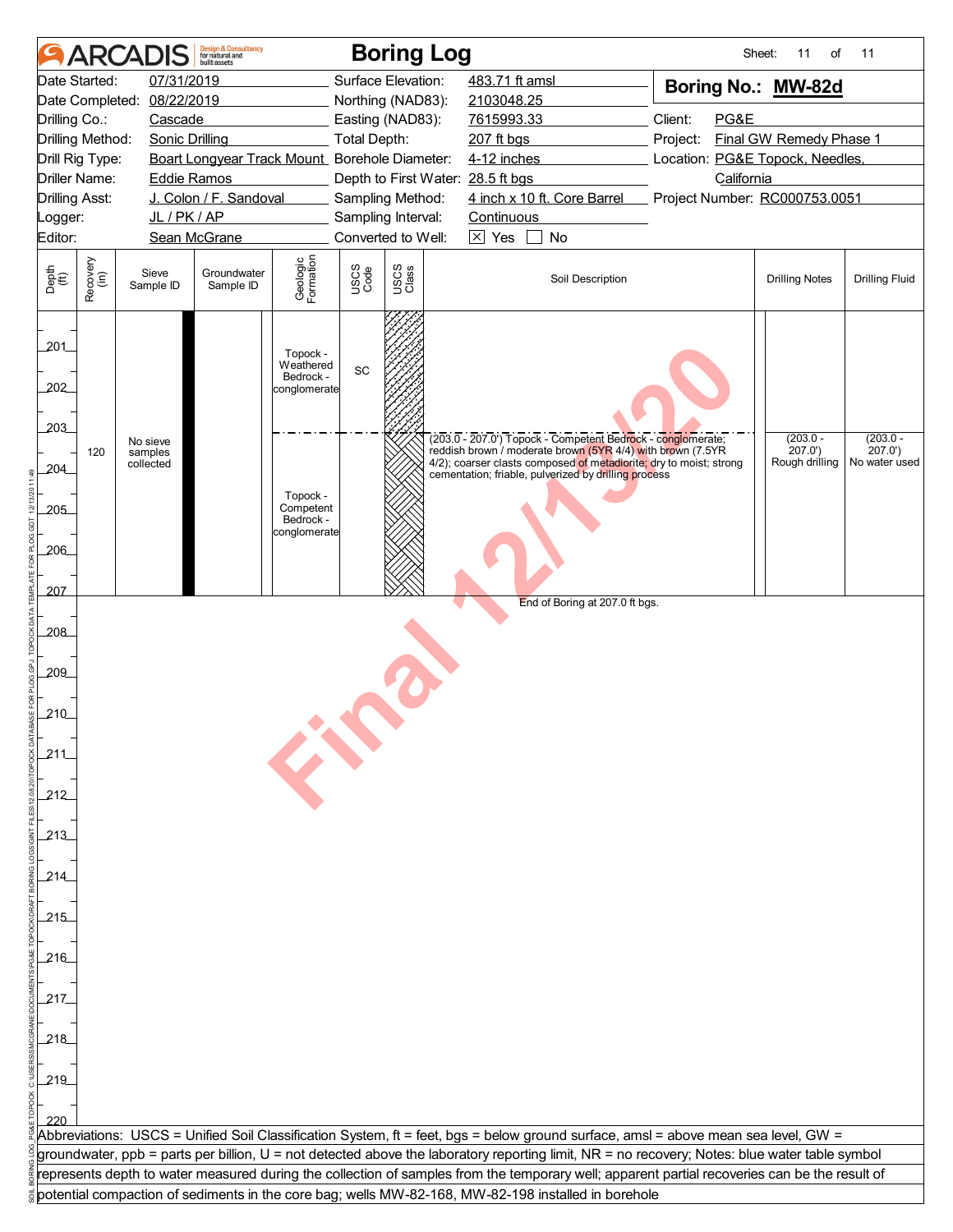# ARCADIS Boring Log

| | | | | | |
|---|---|---|---|---|---|
| Date Started: | 07/31/2019 | Surface Elevation: | 483.71 ft amsl | **Boring No.: MW-82d** | |
| Date Completed: | 08/22/2019 | Northing (NAD83): | 2103048.25 | | |
| Drilling Co.: | Cascade | Easting (NAD83): | 7615993.33 | Client: | PG&E |
| Drilling Method: | Sonic Drilling | Total Depth: | 207 ft bgs | Project: | Final GW Remedy Phase 1 |
| Drill Rig Type: | Boart Longyear Track Mount | Borehole Diameter: | 4-12 inches | Location: | PG&E Topock, Needles, California |
| Driller Name: | Eddie Ramos | Depth to First Water: | 28.5 ft bgs | | |
| Drilling Asst: | J. Colon / F. Sandoval | Sampling Method: | 4 inch x 10 ft. Core Barrel | Project Number: | RC000753.0051 |
| Logger: | JL / PK / AP | Sampling Interval: | Continuous | | |
| Editor: | Sean McGrane | Converted to Well: | [X] Yes [ ] No | | |

| Depth (ft) | Recovery (in) | Sieve Sample ID | Groundwater Sample ID | Geologic Formation | USCS Code | USCS Class | Soil Description | Drilling Notes | Drilling Fluid |
|---|---|---|---|---|---|---|---|---|---|
| 201–203 | 120 | No sieve samples collected | | Topock - Weathered Bedrock - conglomerate | SC | | | | |
| 203–207 | | | | Topock - Competent Bedrock - conglomerate | | | (203.0 - 207.0') Topock - Competent Bedrock - conglomerate; reddish brown / moderate brown (5YR 4/4) with brown (7.5YR 4/2); coarser clasts composed of metadiorite; dry to moist; strong cementation; friable, pulverized by drilling process | (203.0 - 207.0') Rough drilling | (203.0 - 207.0') No water used |

End of Boring at 207.0 ft bgs.

Final 12/13/20

Abbreviations: USCS = Unified Soil Classification System, ft = feet, bgs = below ground surface, amsl = above mean sea level, GW = groundwater, ppb = parts per billion, U = not detected above the laboratory reporting limit, NR = no recovery; Notes: blue water table symbol represents depth to water measured during the collection of samples from the temporary well; apparent partial recoveries can be the result of potential compaction of sediments in the core bag; wells MW-82-168, MW-82-198 installed in borehole